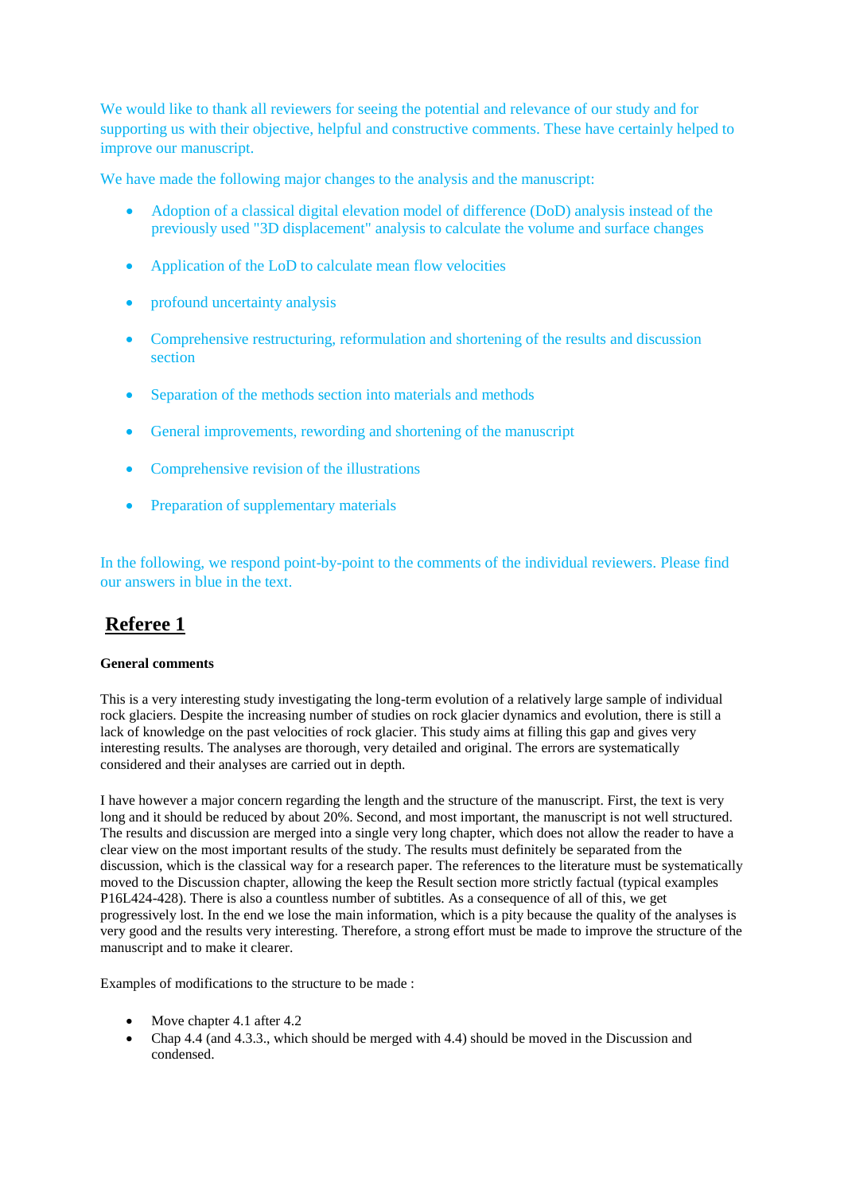We would like to thank all reviewers for seeing the potential and relevance of our study and for supporting us with their objective, helpful and constructive comments. These have certainly helped to improve our manuscript.

We have made the following major changes to the analysis and the manuscript:

- Adoption of a classical digital elevation model of difference (DoD) analysis instead of the previously used "3D displacement" analysis to calculate the volume and surface changes
- Application of the LoD to calculate mean flow velocities
- profound uncertainty analysis
- Comprehensive restructuring, reformulation and shortening of the results and discussion section
- Separation of the methods section into materials and methods
- General improvements, rewording and shortening of the manuscript
- Comprehensive revision of the illustrations
- Preparation of supplementary materials

In the following, we respond point-by-point to the comments of the individual reviewers. Please find our answers in blue in the text.

## Referee 1

**General comments**

This is a very interesting study investigating the long-term evolution of a relatively large sample of individual rock glaciers. Despite the increasing number of studies on rock glacier dynamics and evolution, there is still a lack of knowledge on the past velocities of rock glacier. This study aims at filling this gap and gives very interesting results. The analyses are thorough, very detailed and original. The errors are systematically considered and their analyses are carried out in depth.

I have however a major concern regarding the length and the structure of the manuscript. First, the text is very long and it should be reduced by about 20%. Second, and most important, the manuscript is not well structured. The results and discussion are merged into a single very long chapter, which does not allow the reader to have a clear view on the most important results of the study. The results must definitely be separated from the discussion, which is the classical way for a research paper. The references to the literature must be systematically moved to the Discussion chapter, allowing the keep the Result section more strictly factual (typical examples P16L424-428). There is also a countless number of subtitles. As a consequence of all of this, we get progressively lost. In the end we lose the main information, which is a pity because the quality of the analyses is very good and the results very interesting. Therefore, a strong effort must be made to improve the structure of the manuscript and to make it clearer.

Examples of modifications to the structure to be made :

- Move chapter 4.1 after 4.2
- Chap 4.4 (and 4.3.3., which should be merged with 4.4) should be moved in the Discussion and condensed.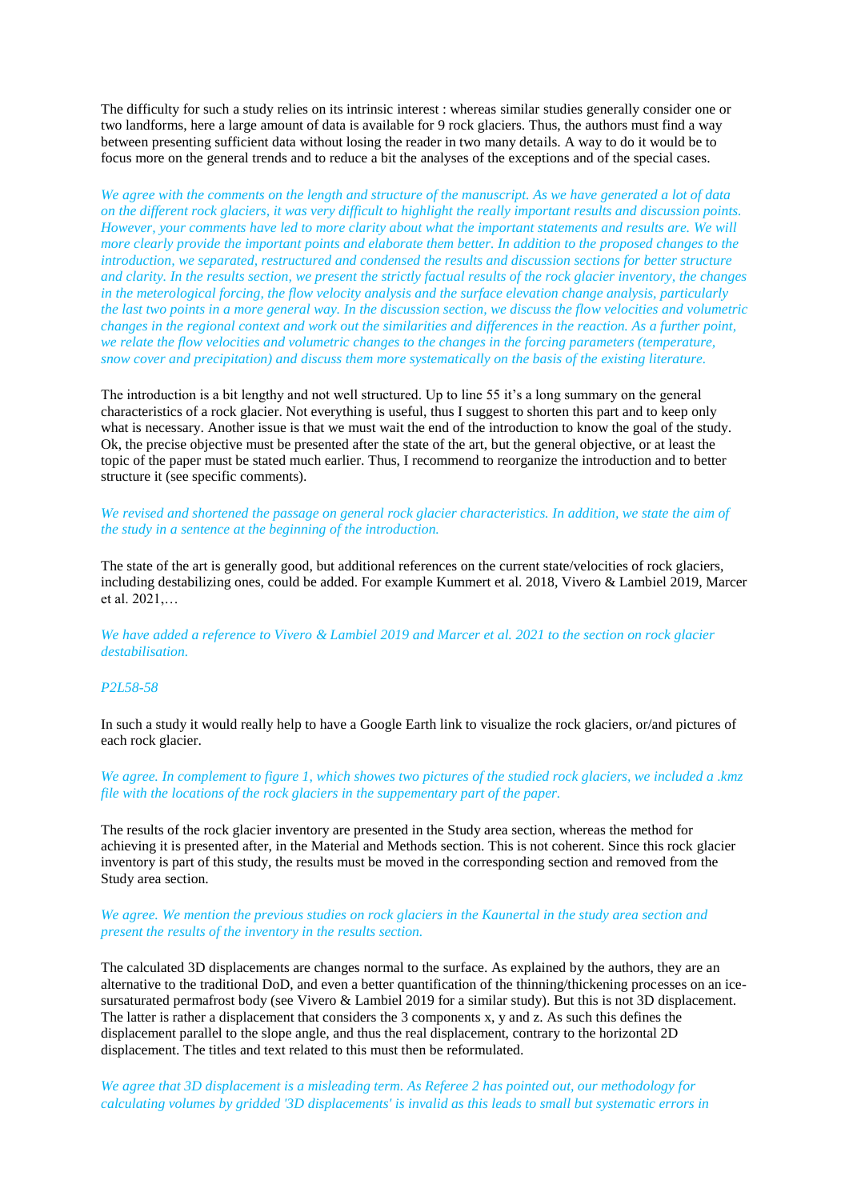The difficulty for such a study relies on its intrinsic interest : whereas similar studies generally consider one or two landforms, here a large amount of data is available for 9 rock glaciers. Thus, the authors must find a way between presenting sufficient data without losing the reader in two many details. A way to do it would be to focus more on the general trends and to reduce a bit the analyses of the exceptions and of the special cases.

*We agree with the comments on the length and structure of the manuscript. As we have generated a lot of data on the different rock glaciers, it was very difficult to highlight the really important results and discussion points. However, your comments have led to more clarity about what the important statements and results are. We will more clearly provide the important points and elaborate them better. In addition to the proposed changes to the introduction, we separated, restructured and condensed the results and discussion sections for better structure and clarity. In the results section, we present the strictly factual results of the rock glacier inventory, the changes in the meterological forcing, the flow velocity analysis and the surface elevation change analysis, particularly the last two points in a more general way. In the discussion section, we discuss the flow velocities and volumetric changes in the regional context and work out the similarities and differences in the reaction. As a further point, we relate the flow velocities and volumetric changes to the changes in the forcing parameters (temperature, snow cover and precipitation) and discuss them more systematically on the basis of the existing literature.*

The introduction is a bit lengthy and not well structured. Up to line 55 it's a long summary on the general characteristics of a rock glacier. Not everything is useful, thus I suggest to shorten this part and to keep only what is necessary. Another issue is that we must wait the end of the introduction to know the goal of the study. Ok, the precise objective must be presented after the state of the art, but the general objective, or at least the topic of the paper must be stated much earlier. Thus, I recommend to reorganize the introduction and to better structure it (see specific comments).

*We revised and shortened the passage on general rock glacier characteristics. In addition, we state the aim of the study in a sentence at the beginning of the introduction.*

The state of the art is generally good, but additional references on the current state/velocities of rock glaciers, including destabilizing ones, could be added. For example Kummert et al. 2018, Vivero & Lambiel 2019, Marcer et al. 2021,…

*We have added a reference to Vivero & Lambiel 2019 and Marcer et al. 2021 to the section on rock glacier destabilisation.*

*P2L58-58*

In such a study it would really help to have a Google Earth link to visualize the rock glaciers, or/and pictures of each rock glacier.

*We agree. In complement to figure 1, which showes two pictures of the studied rock glaciers, we included a .kmz file with the locations of the rock glaciers in the suppementary part of the paper.*

The results of the rock glacier inventory are presented in the Study area section, whereas the method for achieving it is presented after, in the Material and Methods section. This is not coherent. Since this rock glacier inventory is part of this study, the results must be moved in the corresponding section and removed from the Study area section.

*We agree. We mention the previous studies on rock glaciers in the Kaunertal in the study area section and present the results of the inventory in the results section.*

The calculated 3D displacements are changes normal to the surface. As explained by the authors, they are an alternative to the traditional DoD, and even a better quantification of the thinning/thickening processes on an ice-sursaturated permafrost body (see Vivero & Lambiel 2019 for a similar study). But this is not 3D displacement. The latter is rather a displacement that considers the 3 components x, y and z. As such this defines the displacement parallel to the slope angle, and thus the real displacement, contrary to the horizontal 2D displacement. The titles and text related to this must then be reformulated.

*We agree that 3D displacement is a misleading term. As Referee 2 has pointed out, our methodology for calculating volumes by gridded '3D displacements' is invalid as this leads to small but systematic errors in*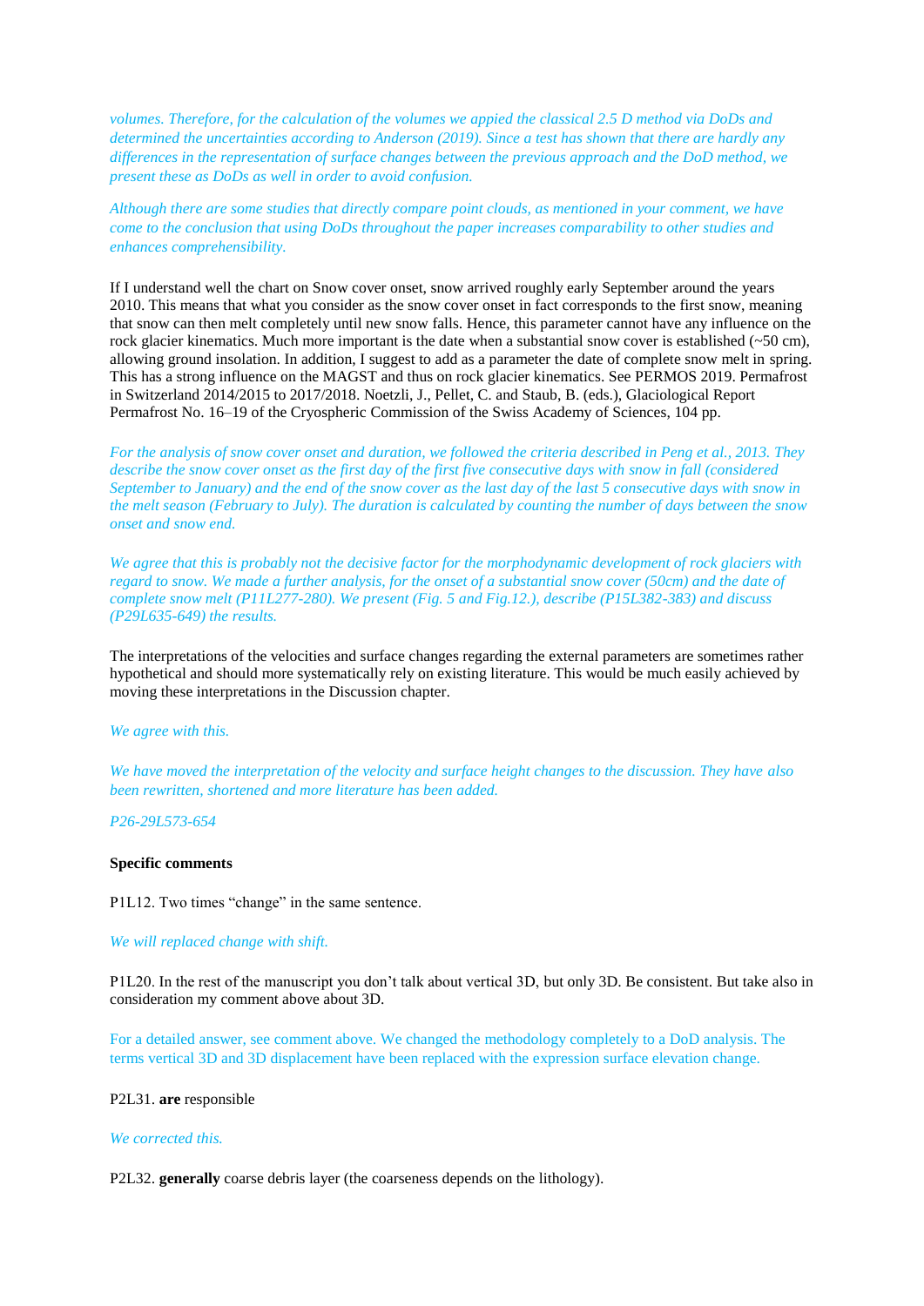*volumes. Therefore, for the calculation of the volumes we appied the classical 2.5 D method via DoDs and determined the uncertainties according to Anderson (2019). Since a test has shown that there are hardly any differences in the representation of surface changes between the previous approach and the DoD method, we present these as DoDs as well in order to avoid confusion.*

*Although there are some studies that directly compare point clouds, as mentioned in your comment, we have come to the conclusion that using DoDs throughout the paper increases comparability to other studies and enhances comprehensibility.*

If I understand well the chart on Snow cover onset, snow arrived roughly early September around the years 2010. This means that what you consider as the snow cover onset in fact corresponds to the first snow, meaning that snow can then melt completely until new snow falls. Hence, this parameter cannot have any influence on the rock glacier kinematics. Much more important is the date when a substantial snow cover is established (~50 cm), allowing ground insolation. In addition, I suggest to add as a parameter the date of complete snow melt in spring. This has a strong influence on the MAGST and thus on rock glacier kinematics. See PERMOS 2019. Permafrost in Switzerland 2014/2015 to 2017/2018. Noetzli, J., Pellet, C. and Staub, B. (eds.), Glaciological Report Permafrost No. 16–19 of the Cryospheric Commission of the Swiss Academy of Sciences, 104 pp.

*For the analysis of snow cover onset and duration, we followed the criteria described in Peng et al., 2013. They describe the snow cover onset as the first day of the first five consecutive days with snow in fall (considered September to January) and the end of the snow cover as the last day of the last 5 consecutive days with snow in the melt season (February to July). The duration is calculated by counting the number of days between the snow onset and snow end.*

*We agree that this is probably not the decisive factor for the morphodynamic development of rock glaciers with regard to snow. We made a further analysis, for the onset of a substantial snow cover (50cm) and the date of complete snow melt (P11L277-280). We present (Fig. 5 and Fig.12.), describe (P15L382-383) and discuss (P29L635-649) the results.*

The interpretations of the velocities and surface changes regarding the external parameters are sometimes rather hypothetical and should more systematically rely on existing literature. This would be much easily achieved by moving these interpretations in the Discussion chapter.

*We agree with this.*

*We have moved the interpretation of the velocity and surface height changes to the discussion. They have also been rewritten, shortened and more literature has been added.*

*P26-29L573-654*

**Specific comments**

P1L12. Two times “change” in the same sentence.

*We will replaced change with shift.*

P1L20. In the rest of the manuscript you don’t talk about vertical 3D, but only 3D. Be consistent. But take also in consideration my comment above about 3D.

For a detailed answer, see comment above. We changed the methodology completely to a DoD analysis. The terms vertical 3D and 3D displacement have been replaced with the expression surface elevation change.

P2L31. **are** responsible

*We corrected this.*

P2L32. **generally** coarse debris layer (the coarseness depends on the lithology).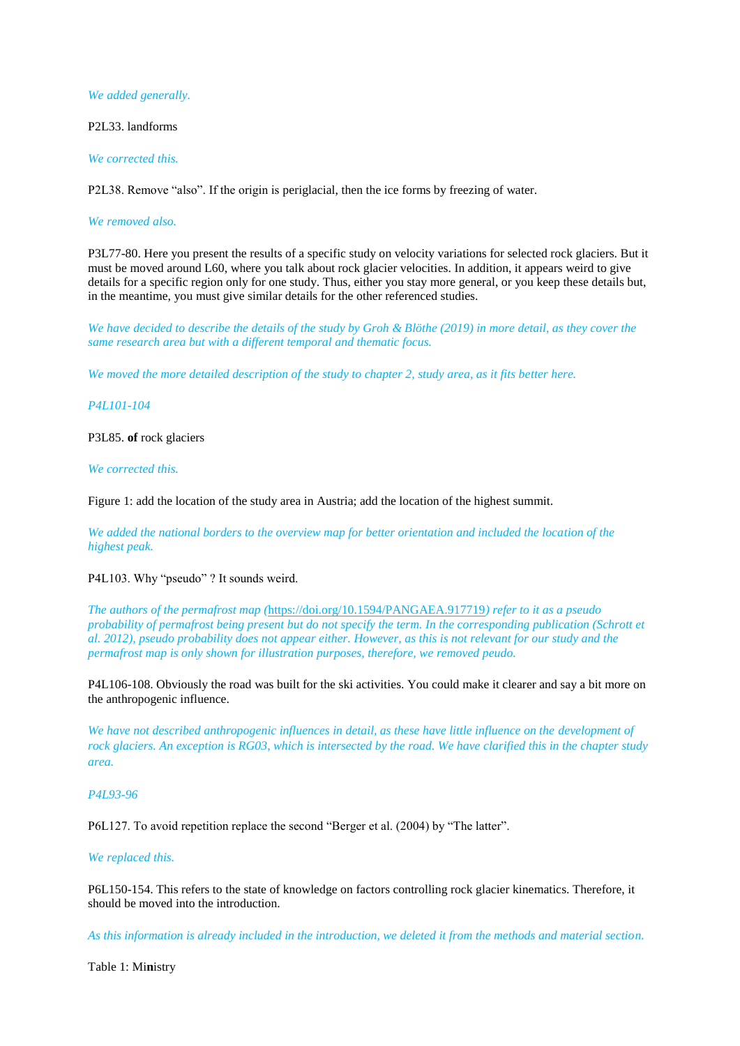*We added generally.*

P2L33. landforms

*We corrected this.*

P2L38. Remove "also". If the origin is periglacial, then the ice forms by freezing of water.

*We removed also.*

P3L77-80. Here you present the results of a specific study on velocity variations for selected rock glaciers. But it must be moved around L60, where you talk about rock glacier velocities. In addition, it appears weird to give details for a specific region only for one study. Thus, either you stay more general, or you keep these details but, in the meantime, you must give similar details for the other referenced studies.

*We have decided to describe the details of the study by Groh & Blöthe (2019) in more detail, as they cover the same research area but with a different temporal and thematic focus.*

*We moved the more detailed description of the study to chapter 2, study area, as it fits better here.*

*P4L101-104*

P3L85. **of** rock glaciers

*We corrected this.*

Figure 1: add the location of the study area in Austria; add the location of the highest summit.

*We added the national borders to the overview map for better orientation and included the location of the highest peak.*

P4L103. Why "pseudo" ? It sounds weird.

*The authors of the permafrost map (https://doi.org/10.1594/PANGAEA.917719) refer to it as a pseudo probability of permafrost being present but do not specify the term. In the corresponding publication (Schrott et al. 2012), pseudo probability does not appear either. However, as this is not relevant for our study and the permafrost map is only shown for illustration purposes, therefore, we removed peudo.*

P4L106-108. Obviously the road was built for the ski activities. You could make it clearer and say a bit more on the anthropogenic influence.

*We have not described anthropogenic influences in detail, as these have little influence on the development of rock glaciers. An exception is RG03, which is intersected by the road. We have clarified this in the chapter study area.*

*P4L93-96*

P6L127. To avoid repetition replace the second "Berger et al. (2004) by "The latter".

*We replaced this.*

P6L150-154. This refers to the state of knowledge on factors controlling rock glacier kinematics. Therefore, it should be moved into the introduction.

*As this information is already included in the introduction, we deleted it from the methods and material section.*

Table 1: Mi**n**istry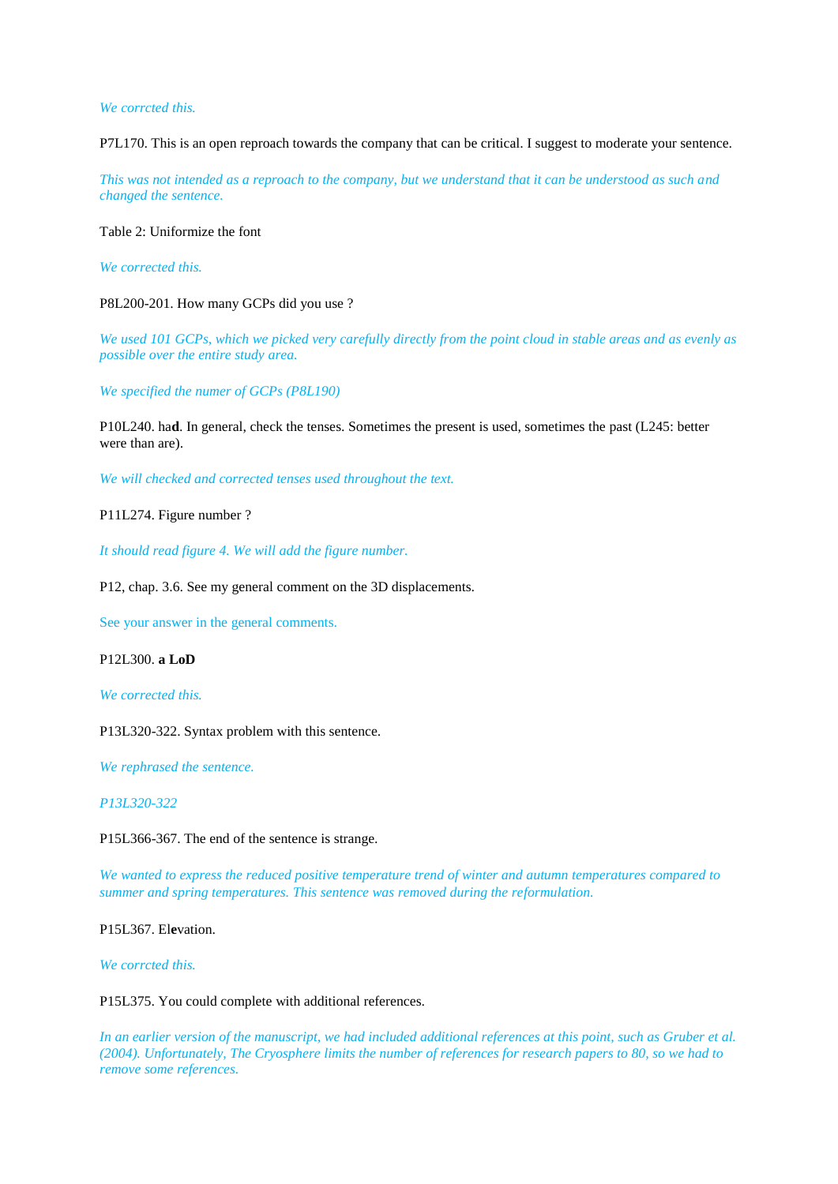*We corrcted this.*

P7L170. This is an open reproach towards the company that can be critical. I suggest to moderate your sentence.

*This was not intended as a reproach to the company, but we understand that it can be understood as such and changed the sentence.*

Table 2: Uniformize the font

*We corrected this.*

P8L200-201. How many GCPs did you use ?

*We used 101 GCPs, which we picked very carefully directly from the point cloud in stable areas and as evenly as possible over the entire study area.*

*We specified the numer of GCPs (P8L190)*

P10L240. ha**d**. In general, check the tenses. Sometimes the present is used, sometimes the past (L245: better were than are).

*We will checked and corrected tenses used throughout the text.*

P11L274. Figure number ?

*It should read figure 4. We will add the figure number.*

P12, chap. 3.6. See my general comment on the 3D displacements.

See your answer in the general comments.

P12L300. **a LoD**

*We corrected this.*

P13L320-322. Syntax problem with this sentence.

*We rephrased the sentence.*

*P13L320-322*

P15L366-367. The end of the sentence is strange.

*We wanted to express the reduced positive temperature trend of winter and autumn temperatures compared to summer and spring temperatures. This sentence was removed during the reformulation.*

P15L367. El**e**vation.

*We corrcted this.*

P15L375. You could complete with additional references.

*In an earlier version of the manuscript, we had included additional references at this point, such as Gruber et al. (2004). Unfortunately, The Cryosphere limits the number of references for research papers to 80, so we had to remove some references.*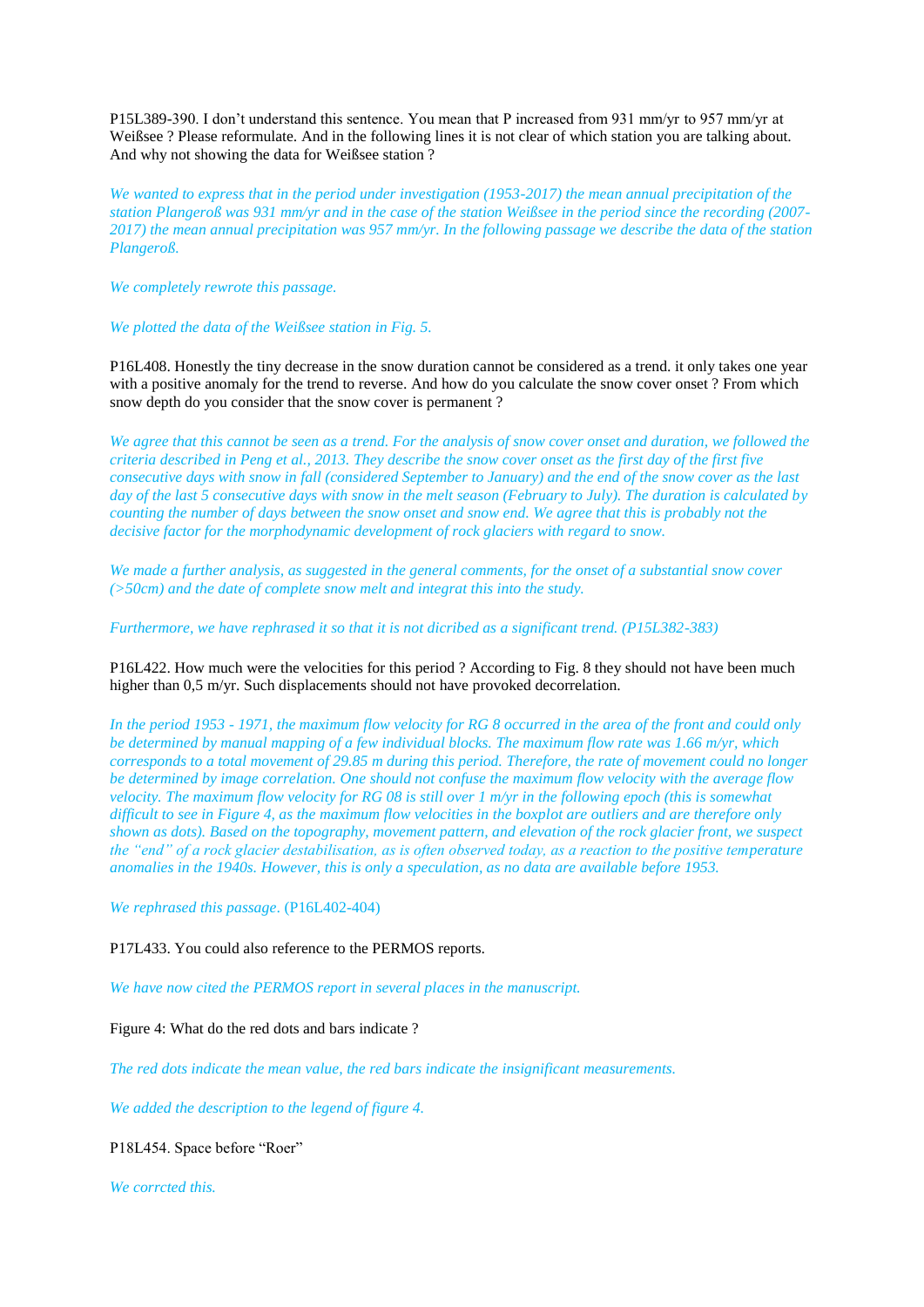P15L389-390. I don't understand this sentence. You mean that P increased from 931 mm/yr to 957 mm/yr at Weißsee ? Please reformulate. And in the following lines it is not clear of which station you are talking about. And why not showing the data for Weißsee station ?

*We wanted to express that in the period under investigation (1953-2017) the mean annual precipitation of the station Plangeroß was 931 mm/yr and in the case of the station Weißsee in the period since the recording (2007-2017) the mean annual precipitation was 957 mm/yr. In the following passage we describe the data of the station Plangeroß.*

*We completely rewrote this passage.*

*We plotted the data of the Weißsee station in Fig. 5.*

P16L408. Honestly the tiny decrease in the snow duration cannot be considered as a trend. it only takes one year with a positive anomaly for the trend to reverse. And how do you calculate the snow cover onset ? From which snow depth do you consider that the snow cover is permanent ?

*We agree that this cannot be seen as a trend. For the analysis of snow cover onset and duration, we followed the criteria described in Peng et al., 2013. They describe the snow cover onset as the first day of the first five consecutive days with snow in fall (considered September to January) and the end of the snow cover as the last day of the last 5 consecutive days with snow in the melt season (February to July). The duration is calculated by counting the number of days between the snow onset and snow end. We agree that this is probably not the decisive factor for the morphodynamic development of rock glaciers with regard to snow.*

*We made a further analysis, as suggested in the general comments, for the onset of a substantial snow cover (>50cm) and the date of complete snow melt and integrat this into the study.*

*Furthermore, we have rephrased it so that it is not dicribed as a significant trend. (P15L382-383)*

P16L422. How much were the velocities for this period ? According to Fig. 8 they should not have been much higher than 0,5 m/yr. Such displacements should not have provoked decorrelation.

*In the period 1953 - 1971, the maximum flow velocity for RG 8 occurred in the area of the front and could only be determined by manual mapping of a few individual blocks. The maximum flow rate was 1.66 m/yr, which corresponds to a total movement of 29.85 m during this period. Therefore, the rate of movement could no longer be determined by image correlation. One should not confuse the maximum flow velocity with the average flow velocity. The maximum flow velocity for RG 08 is still over 1 m/yr in the following epoch (this is somewhat difficult to see in Figure 4, as the maximum flow velocities in the boxplot are outliers and are therefore only shown as dots). Based on the topography, movement pattern, and elevation of the rock glacier front, we suspect the "end" of a rock glacier destabilisation, as is often observed today, as a reaction to the positive temperature anomalies in the 1940s. However, this is only a speculation, as no data are available before 1953.*

*We rephrased this passage.* (P16L402-404)

P17L433. You could also reference to the PERMOS reports.

*We have now cited the PERMOS report in several places in the manuscript.*

Figure 4: What do the red dots and bars indicate ?

*The red dots indicate the mean value, the red bars indicate the insignificant measurements.*

*We added the description to the legend of figure 4.*

P18L454. Space before "Roer"

*We corrcted this.*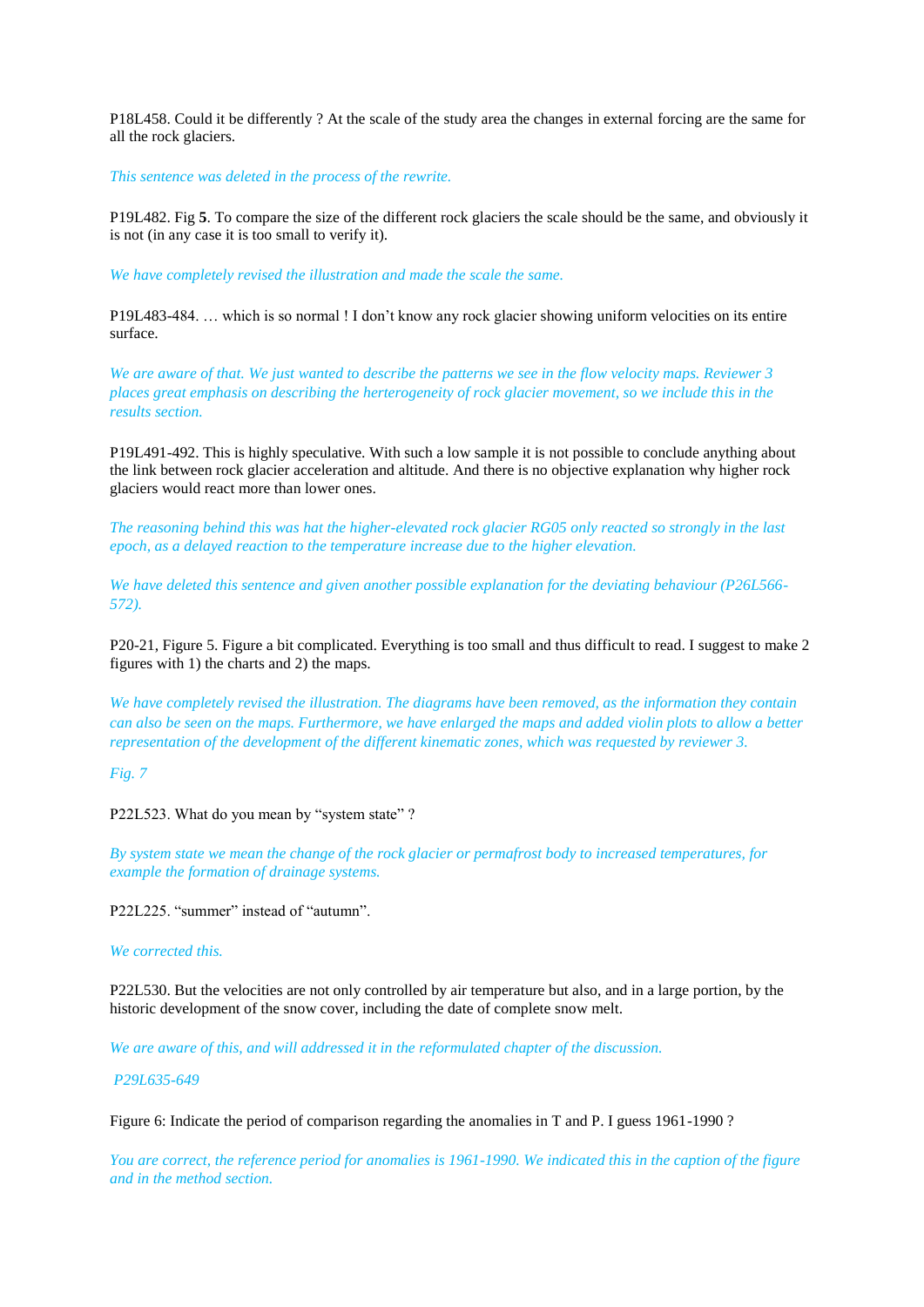P18L458. Could it be differently ? At the scale of the study area the changes in external forcing are the same for all the rock glaciers.

*This sentence was deleted in the process of the rewrite.*

P19L482. Fig **5**. To compare the size of the different rock glaciers the scale should be the same, and obviously it is not (in any case it is too small to verify it).

*We have completely revised the illustration and made the scale the same.*

P19L483-484. … which is so normal ! I don't know any rock glacier showing uniform velocities on its entire surface.

*We are aware of that. We just wanted to describe the patterns we see in the flow velocity maps. Reviewer 3 places great emphasis on describing the herterogeneity of rock glacier movement, so we include this in the results section.*

P19L491-492. This is highly speculative. With such a low sample it is not possible to conclude anything about the link between rock glacier acceleration and altitude. And there is no objective explanation why higher rock glaciers would react more than lower ones.

*The reasoning behind this was hat the higher-elevated rock glacier RG05 only reacted so strongly in the last epoch, as a delayed reaction to the temperature increase due to the higher elevation.*

*We have deleted this sentence and given another possible explanation for the deviating behaviour (P26L566-572).*

P20-21, Figure 5. Figure a bit complicated. Everything is too small and thus difficult to read. I suggest to make 2 figures with 1) the charts and 2) the maps.

*We have completely revised the illustration. The diagrams have been removed, as the information they contain can also be seen on the maps. Furthermore, we have enlarged the maps and added violin plots to allow a better representation of the development of the different kinematic zones, which was requested by reviewer 3.*

*Fig. 7*

P22L523. What do you mean by "system state" ?

*By system state we mean the change of the rock glacier or permafrost body to increased temperatures, for example the formation of drainage systems.*

P22L225. "summer" instead of "autumn".

*We corrected this.*

P22L530. But the velocities are not only controlled by air temperature but also, and in a large portion, by the historic development of the snow cover, including the date of complete snow melt.

*We are aware of this, and will addressed it in the reformulated chapter of the discussion.*

*P29L635-649*

Figure 6: Indicate the period of comparison regarding the anomalies in T and P. I guess 1961-1990 ?

*You are correct, the reference period for anomalies is 1961-1990. We indicated this in the caption of the figure and in the method section.*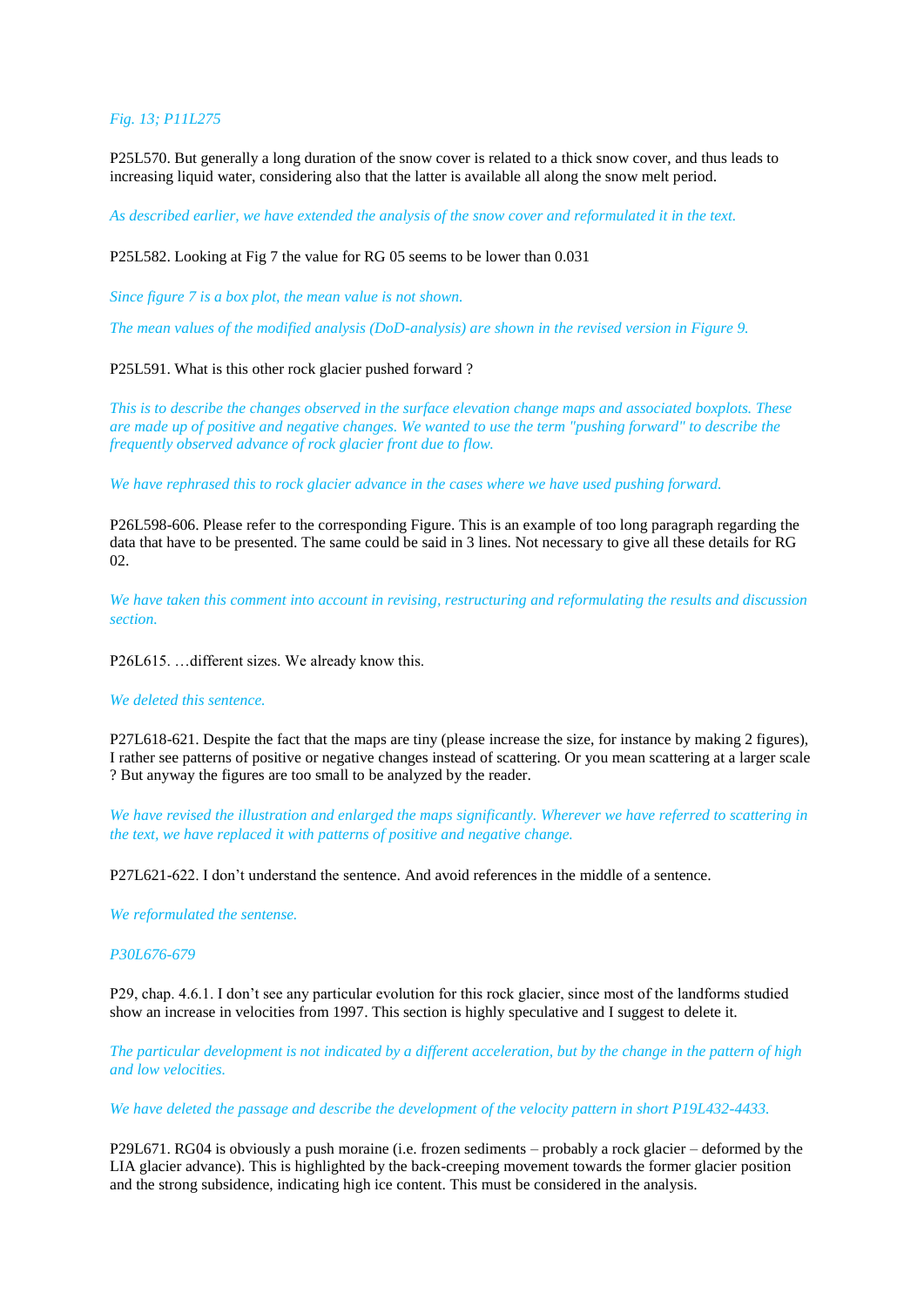*Fig. 13; P11L275*

P25L570. But generally a long duration of the snow cover is related to a thick snow cover, and thus leads to increasing liquid water, considering also that the latter is available all along the snow melt period.

*As described earlier, we have extended the analysis of the snow cover and reformulated it in the text.*

P25L582. Looking at Fig 7 the value for RG 05 seems to be lower than 0.031

*Since figure 7 is a box plot, the mean value is not shown.*

*The mean values of the modified analysis (DoD-analysis) are shown in the revised version in Figure 9.*

P25L591. What is this other rock glacier pushed forward ?

*This is to describe the changes observed in the surface elevation change maps and associated boxplots. These are made up of positive and negative changes. We wanted to use the term "pushing forward" to describe the frequently observed advance of rock glacier front due to flow.*

*We have rephrased this to rock glacier advance in the cases where we have used pushing forward.*

P26L598-606. Please refer to the corresponding Figure. This is an example of too long paragraph regarding the data that have to be presented. The same could be said in 3 lines. Not necessary to give all these details for RG 02.

*We have taken this comment into account in revising, restructuring and reformulating the results and discussion section.*

P26L615. …different sizes. We already know this.

*We deleted this sentence.*

P27L618-621. Despite the fact that the maps are tiny (please increase the size, for instance by making 2 figures), I rather see patterns of positive or negative changes instead of scattering. Or you mean scattering at a larger scale ? But anyway the figures are too small to be analyzed by the reader.

*We have revised the illustration and enlarged the maps significantly. Wherever we have referred to scattering in the text, we have replaced it with patterns of positive and negative change.*

P27L621-622. I don't understand the sentence. And avoid references in the middle of a sentence.

*We reformulated the sentense.*

*P30L676-679*

P29, chap. 4.6.1. I don't see any particular evolution for this rock glacier, since most of the landforms studied show an increase in velocities from 1997. This section is highly speculative and I suggest to delete it.

*The particular development is not indicated by a different acceleration, but by the change in the pattern of high and low velocities.*

*We have deleted the passage and describe the development of the velocity pattern in short P19L432-4433.*

P29L671. RG04 is obviously a push moraine (i.e. frozen sediments – probably a rock glacier – deformed by the LIA glacier advance). This is highlighted by the back-creeping movement towards the former glacier position and the strong subsidence, indicating high ice content. This must be considered in the analysis.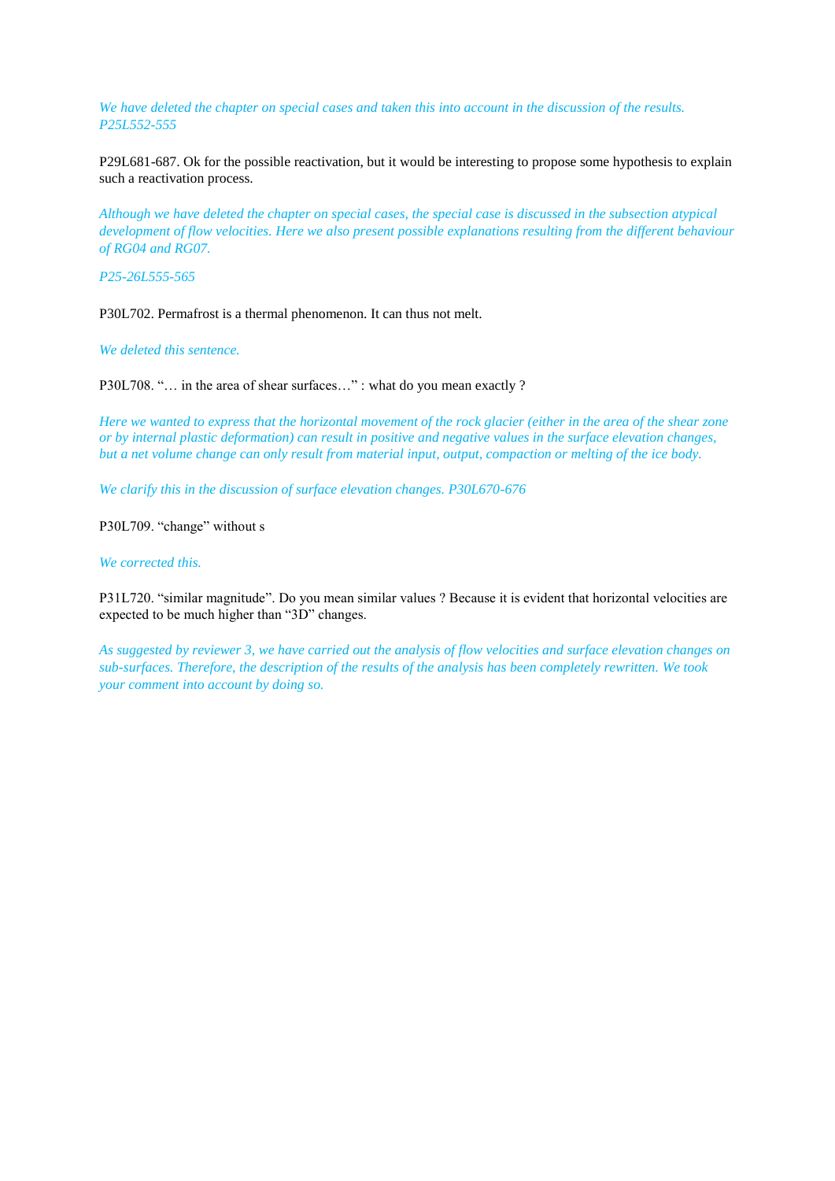*We have deleted the chapter on special cases and taken this into account in the discussion of the results. P25L552-555*

P29L681-687. Ok for the possible reactivation, but it would be interesting to propose some hypothesis to explain such a reactivation process.

*Although we have deleted the chapter on special cases, the special case is discussed in the subsection atypical development of flow velocities. Here we also present possible explanations resulting from the different behaviour of RG04 and RG07.*

*P25-26L555-565*

P30L702. Permafrost is a thermal phenomenon. It can thus not melt.

*We deleted this sentence.*

P30L708. "… in the area of shear surfaces…" : what do you mean exactly ?

*Here we wanted to express that the horizontal movement of the rock glacier (either in the area of the shear zone or by internal plastic deformation) can result in positive and negative values in the surface elevation changes, but a net volume change can only result from material input, output, compaction or melting of the ice body.*

*We clarify this in the discussion of surface elevation changes. P30L670-676*

P30L709. "change" without s

*We corrected this.*

P31L720. "similar magnitude". Do you mean similar values ? Because it is evident that horizontal velocities are expected to be much higher than "3D" changes.

*As suggested by reviewer 3, we have carried out the analysis of flow velocities and surface elevation changes on sub-surfaces. Therefore, the description of the results of the analysis has been completely rewritten. We took your comment into account by doing so.*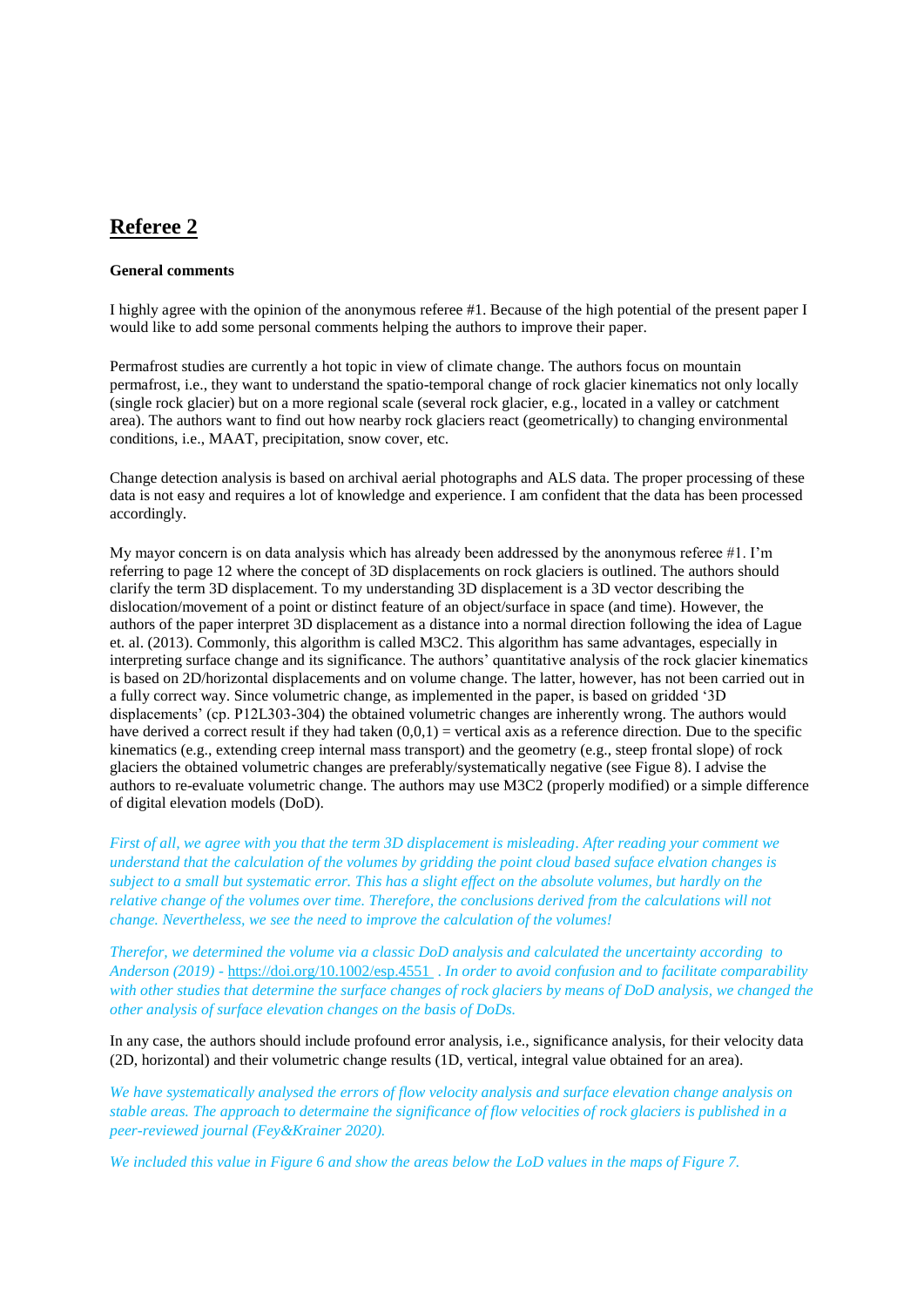# Referee 2

**General comments**

I highly agree with the opinion of the anonymous referee #1. Because of the high potential of the present paper I would like to add some personal comments helping the authors to improve their paper.

Permafrost studies are currently a hot topic in view of climate change. The authors focus on mountain permafrost, i.e., they want to understand the spatio-temporal change of rock glacier kinematics not only locally (single rock glacier) but on a more regional scale (several rock glacier, e.g., located in a valley or catchment area). The authors want to find out how nearby rock glaciers react (geometrically) to changing environmental conditions, i.e., MAAT, precipitation, snow cover, etc.

Change detection analysis is based on archival aerial photographs and ALS data. The proper processing of these data is not easy and requires a lot of knowledge and experience. I am confident that the data has been processed accordingly.

My mayor concern is on data analysis which has already been addressed by the anonymous referee #1. I'm referring to page 12 where the concept of 3D displacements on rock glaciers is outlined. The authors should clarify the term 3D displacement. To my understanding 3D displacement is a 3D vector describing the dislocation/movement of a point or distinct feature of an object/surface in space (and time). However, the authors of the paper interpret 3D displacement as a distance into a normal direction following the idea of Lague et. al. (2013). Commonly, this algorithm is called M3C2. This algorithm has same advantages, especially in interpreting surface change and its significance. The authors' quantitative analysis of the rock glacier kinematics is based on 2D/horizontal displacements and on volume change. The latter, however, has not been carried out in a fully correct way. Since volumetric change, as implemented in the paper, is based on gridded '3D displacements' (cp. P12L303-304) the obtained volumetric changes are inherently wrong. The authors would have derived a correct result if they had taken (0,0,1) = vertical axis as a reference direction. Due to the specific kinematics (e.g., extending creep internal mass transport) and the geometry (e.g., steep frontal slope) of rock glaciers the obtained volumetric changes are preferably/systematically negative (see Figue 8). I advise the authors to re-evaluate volumetric change. The authors may use M3C2 (properly modified) or a simple difference of digital elevation models (DoD).

*First of all, we agree with you that the term 3D displacement is misleading. After reading your comment we understand that the calculation of the volumes by gridding the point cloud based suface elevation changes is subject to a small but systematic error. This has a slight effect on the absolute volumes, but hardly on the relative change of the volumes over time. Therefore, the conclusions derived from the calculations will not change. Nevertheless, we see the need to improve the calculation of the volumes!*

*Therefor, we determined the volume via a classic DoD analysis and calculated the uncertainty according to Anderson (2019) - https://doi.org/10.1002/esp.4551 . In order to avoid confusion and to facilitate comparability with other studies that determine the surface changes of rock glaciers by means of DoD analysis, we changed the other analysis of surface elevation changes on the basis of DoDs.*

In any case, the authors should include profound error analysis, i.e., significance analysis, for their velocity data (2D, horizontal) and their volumetric change results (1D, vertical, integral value obtained for an area).

*We have systematically analysed the errors of flow velocity analysis and surface elevation change analysis on stable areas. The approach to determaine the significance of flow velocities of rock glaciers is published in a peer-reviewed journal (Fey&Krainer 2020).*

*We included this value in Figure 6 and show the areas below the LoD values in the maps of Figure 7.*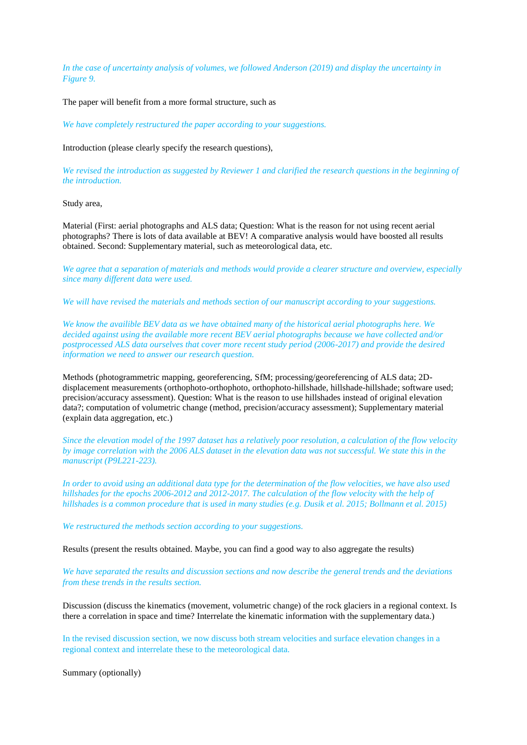*In the case of uncertainty analysis of volumes, we followed Anderson (2019) and display the uncertainty in Figure 9.*

The paper will benefit from a more formal structure, such as

*We have completely restructured the paper according to your suggestions.*

Introduction (please clearly specify the research questions),

*We revised the introduction as suggested by Reviewer 1 and clarified the research questions in the beginning of the introduction.*

Study area,

Material (First: aerial photographs and ALS data; Question: What is the reason for not using recent aerial photographs? There is lots of data available at BEV! A comparative analysis would have boosted all results obtained. Second: Supplementary material, such as meteorological data, etc.

*We agree that a separation of materials and methods would provide a clearer structure and overview, especially since many different data were used.*

*We will have revised the materials and methods section of our manuscript according to your suggestions.*

*We know the availible BEV data as we have obtained many of the historical aerial photographs here. We decided against using the available more recent BEV aerial photographs because we have collected and/or postprocessed ALS data ourselves that cover more recent study period (2006-2017) and provide the desired information we need to answer our research question.*

Methods (photogrammetric mapping, georeferencing, SfM; processing/georeferencing of ALS data; 2D-displacement measurements (orthophoto-orthophoto, orthophoto-hillshade, hillshade-hillshade; software used; precision/accuracy assessment). Question: What is the reason to use hillshades instead of original elevation data?; computation of volumetric change (method, precision/accuracy assessment); Supplementary material (explain data aggregation, etc.)

*Since the elevation model of the 1997 dataset has a relatively poor resolution, a calculation of the flow velocity by image correlation with the 2006 ALS dataset in the elevation data was not successful. We state this in the manuscript (P9L221-223).*

*In order to avoid using an additional data type for the determination of the flow velocities, we have also used hillshades for the epochs 2006-2012 and 2012-2017. The calculation of the flow velocity with the help of hillshades is a common procedure that is used in many studies (e.g. Dusik et al. 2015; Bollmann et al. 2015)*

*We restructured the methods section according to your suggestions.*

Results (present the results obtained. Maybe, you can find a good way to also aggregate the results)

*We have separated the results and discussion sections and now describe the general trends and the deviations from these trends in the results section.*

Discussion (discuss the kinematics (movement, volumetric change) of the rock glaciers in a regional context. Is there a correlation in space and time? Interrelate the kinematic information with the supplementary data.)

In the revised discussion section, we now discuss both stream velocities and surface elevation changes in a regional context and interrelate these to the meteorological data.

Summary (optionally)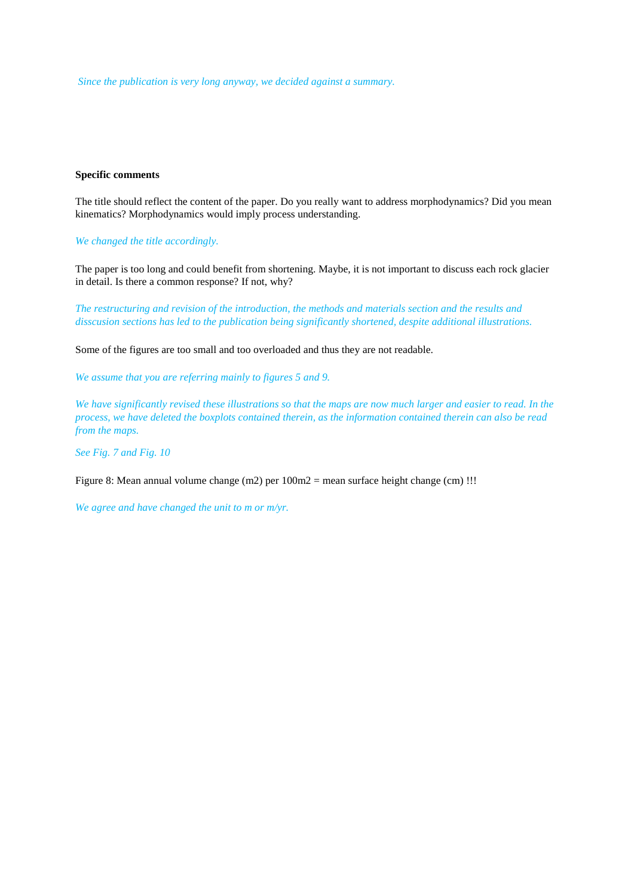*Since the publication is very long anyway, we decided against a summary.*

**Specific comments**

The title should reflect the content of the paper. Do you really want to address morphodynamics? Did you mean kinematics? Morphodynamics would imply process understanding.

*We changed the title accordingly.*

The paper is too long and could benefit from shortening. Maybe, it is not important to discuss each rock glacier in detail. Is there a common response? If not, why?

*The restructuring and revision of the introduction, the methods and materials section and the results and disscusion sections has led to the publication being significantly shortened, despite additional illustrations.*

Some of the figures are too small and too overloaded and thus they are not readable.

*We assume that you are referring mainly to figures 5 and 9.*

*We have significantly revised these illustrations so that the maps are now much larger and easier to read. In the process, we have deleted the boxplots contained therein, as the information contained therein can also be read from the maps.*

*See Fig. 7 and Fig. 10*

Figure 8: Mean annual volume change (m2) per 100m2 = mean surface height change (cm) !!!

*We agree and have changed the unit to m or m/yr.*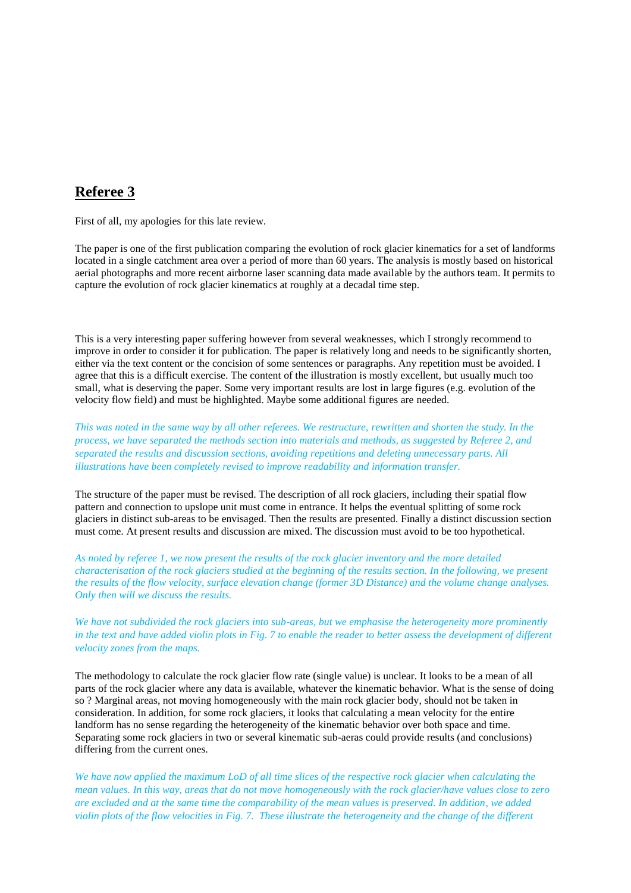## Referee 3

First of all, my apologies for this late review.

The paper is one of the first publication comparing the evolution of rock glacier kinematics for a set of landforms located in a single catchment area over a period of more than 60 years. The analysis is mostly based on historical aerial photographs and more recent airborne laser scanning data made available by the authors team. It permits to capture the evolution of rock glacier kinematics at roughly at a decadal time step.

This is a very interesting paper suffering however from several weaknesses, which I strongly recommend to improve in order to consider it for publication. The paper is relatively long and needs to be significantly shorten, either via the text content or the concision of some sentences or paragraphs. Any repetition must be avoided. I agree that this is a difficult exercise. The content of the illustration is mostly excellent, but usually much too small, what is deserving the paper. Some very important results are lost in large figures (e.g. evolution of the velocity flow field) and must be highlighted. Maybe some additional figures are needed.

*This was noted in the same way by all other referees. We restructure, rewritten and shorten the study. In the process, we have separated the methods section into materials and methods, as suggested by Referee 2, and separated the results and discussion sections, avoiding repetitions and deleting unnecessary parts. All illustrations have been completely revised to improve readability and information transfer.*

The structure of the paper must be revised. The description of all rock glaciers, including their spatial flow pattern and connection to upslope unit must come in entrance. It helps the eventual splitting of some rock glaciers in distinct sub-areas to be envisaged. Then the results are presented. Finally a distinct discussion section must come. At present results and discussion are mixed. The discussion must avoid to be too hypothetical.

*As noted by referee 1, we now present the results of the rock glacier inventory and the more detailed characterisation of the rock glaciers studied at the beginning of the results section. In the following, we present the results of the flow velocity, surface elevation change (former 3D Distance) and the volume change analyses. Only then will we discuss the results.*

*We have not subdivided the rock glaciers into sub-areas, but we emphasise the heterogeneity more prominently in the text and have added violin plots in Fig. 7 to enable the reader to better assess the development of different velocity zones from the maps.*

The methodology to calculate the rock glacier flow rate (single value) is unclear. It looks to be a mean of all parts of the rock glacier where any data is available, whatever the kinematic behavior. What is the sense of doing so ? Marginal areas, not moving homogeneously with the main rock glacier body, should not be taken in consideration. In addition, for some rock glaciers, it looks that calculating a mean velocity for the entire landform has no sense regarding the heterogeneity of the kinematic behavior over both space and time. Separating some rock glaciers in two or several kinematic sub-aeras could provide results (and conclusions) differing from the current ones.

*We have now applied the maximum LoD of all time slices of the respective rock glacier when calculating the mean values. In this way, areas that do not move homogeneously with the rock glacier/have values close to zero are excluded and at the same time the comparability of the mean values is preserved. In addition, we added violin plots of the flow velocities in Fig. 7. These illustrate the heterogeneity and the change of the different*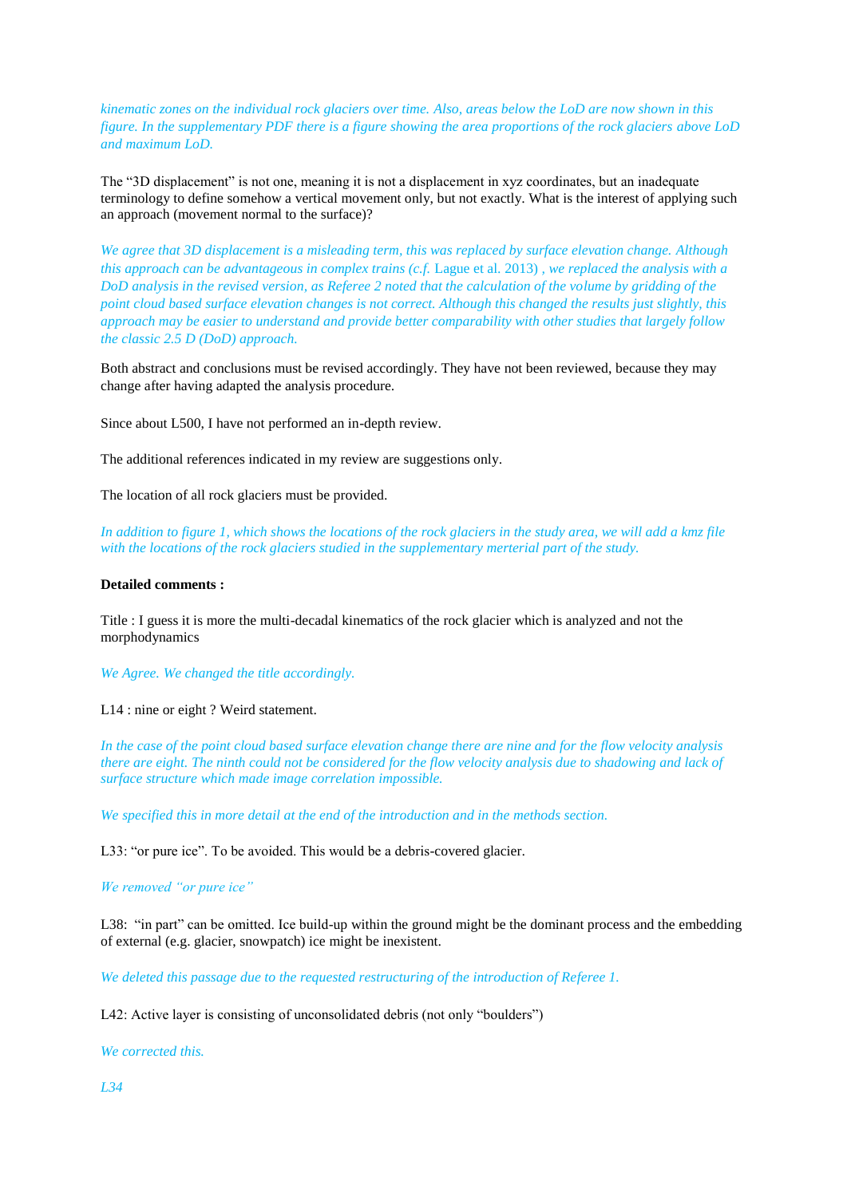*kinematic zones on the individual rock glaciers over time. Also, areas below the LoD are now shown in this figure. In the supplementary PDF there is a figure showing the area proportions of the rock glaciers above LoD and maximum LoD.*

The "3D displacement" is not one, meaning it is not a displacement in xyz coordinates, but an inadequate terminology to define somehow a vertical movement only, but not exactly. What is the interest of applying such an approach (movement normal to the surface)?

*We agree that 3D displacement is a misleading term, this was replaced by surface elevation change. Although this approach can be advantageous in complex trains (c.f.* Lague et al. 2013) *, we replaced the analysis with a DoD analysis in the revised version, as Referee 2 noted that the calculation of the volume by gridding of the point cloud based surface elevation changes is not correct. Although this changed the results just slightly, this approach may be easier to understand and provide better comparability with other studies that largely follow the classic 2.5 D (DoD) approach.*

Both abstract and conclusions must be revised accordingly. They have not been reviewed, because they may change after having adapted the analysis procedure.

Since about L500, I have not performed an in-depth review.

The additional references indicated in my review are suggestions only.

The location of all rock glaciers must be provided.

*In addition to figure 1, which shows the locations of the rock glaciers in the study area, we will add a kmz file with the locations of the rock glaciers studied in the supplementary merterial part of the study.*

**Detailed comments :**

Title : I guess it is more the multi-decadal kinematics of the rock glacier which is analyzed and not the morphodynamics

*We Agree. We changed the title accordingly.*

L14 : nine or eight ? Weird statement.

*In the case of the point cloud based surface elevation change there are nine and for the flow velocity analysis there are eight. The ninth could not be considered for the flow velocity analysis due to shadowing and lack of surface structure which made image correlation impossible.*

*We specified this in more detail at the end of the introduction and in the methods section.*

L33: "or pure ice". To be avoided. This would be a debris-covered glacier.

*We removed "or pure ice"*

L38: "in part" can be omitted. Ice build-up within the ground might be the dominant process and the embedding of external (e.g. glacier, snowpatch) ice might be inexistent.

*We deleted this passage due to the requested restructuring of the introduction of Referee 1.*

L42: Active layer is consisting of unconsolidated debris (not only "boulders")

*We corrected this.*

*L34*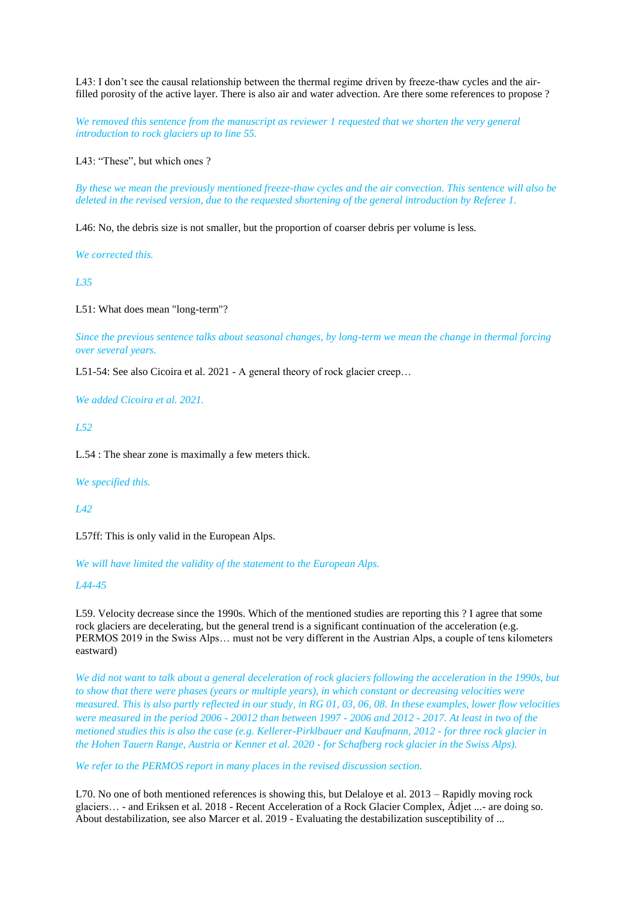L43: I don't see the causal relationship between the thermal regime driven by freeze-thaw cycles and the air-filled porosity of the active layer. There is also air and water advection. Are there some references to propose ?

*We removed this sentence from the manuscript as reviewer 1 requested that we shorten the very general introduction to rock glaciers up to line 55.*

L43: "These", but which ones ?

*By these we mean the previously mentioned freeze-thaw cycles and the air convection. This sentence will also be deleted in the revised version, due to the requested shortening of the general introduction by Referee 1.*

L46: No, the debris size is not smaller, but the proportion of coarser debris per volume is less.

*We corrected this.*

*L35*

L51: What does mean "long-term"?

*Since the previous sentence talks about seasonal changes, by long-term we mean the change in thermal forcing over several years.*

L51-54: See also Cicoira et al. 2021 - A general theory of rock glacier creep…

*We added Cicoira et al. 2021.*

*L52*

L.54 : The shear zone is maximally a few meters thick.

*We specified this.*

*L42*

L57ff: This is only valid in the European Alps.

*We will have limited the validity of the statement to the European Alps.*

*L44-45*

L59. Velocity decrease since the 1990s. Which of the mentioned studies are reporting this ? I agree that some rock glaciers are decelerating, but the general trend is a significant continuation of the acceleration (e.g. PERMOS 2019 in the Swiss Alps… must not be very different in the Austrian Alps, a couple of tens kilometers eastward)

*We did not want to talk about a general deceleration of rock glaciers following the acceleration in the 1990s, but to show that there were phases (years or multiple years), in which constant or decreasing velocities were measured. This is also partly reflected in our study, in RG 01, 03, 06, 08. In these examples, lower flow velocities were measured in the period 2006 - 20012 than between 1997 - 2006 and 2012 - 2017. At least in two of the metioned studies this is also the case (e.g. Kellerer-Pirklbauer and Kaufmann, 2012 - for three rock glacier in the Hohen Tauern Range, Austria or Kenner et al. 2020 - for Schafberg rock glacier in the Swiss Alps).*

*We refer to the PERMOS report in many places in the revised discussion section.*

L70. No one of both mentioned references is showing this, but Delaloye et al. 2013 – Rapidly moving rock glaciers… - and Eriksen et al. 2018 - Recent Acceleration of a Rock Glacier Complex, Ádjet ...- are doing so. About destabilization, see also Marcer et al. 2019 - Evaluating the destabilization susceptibility of ...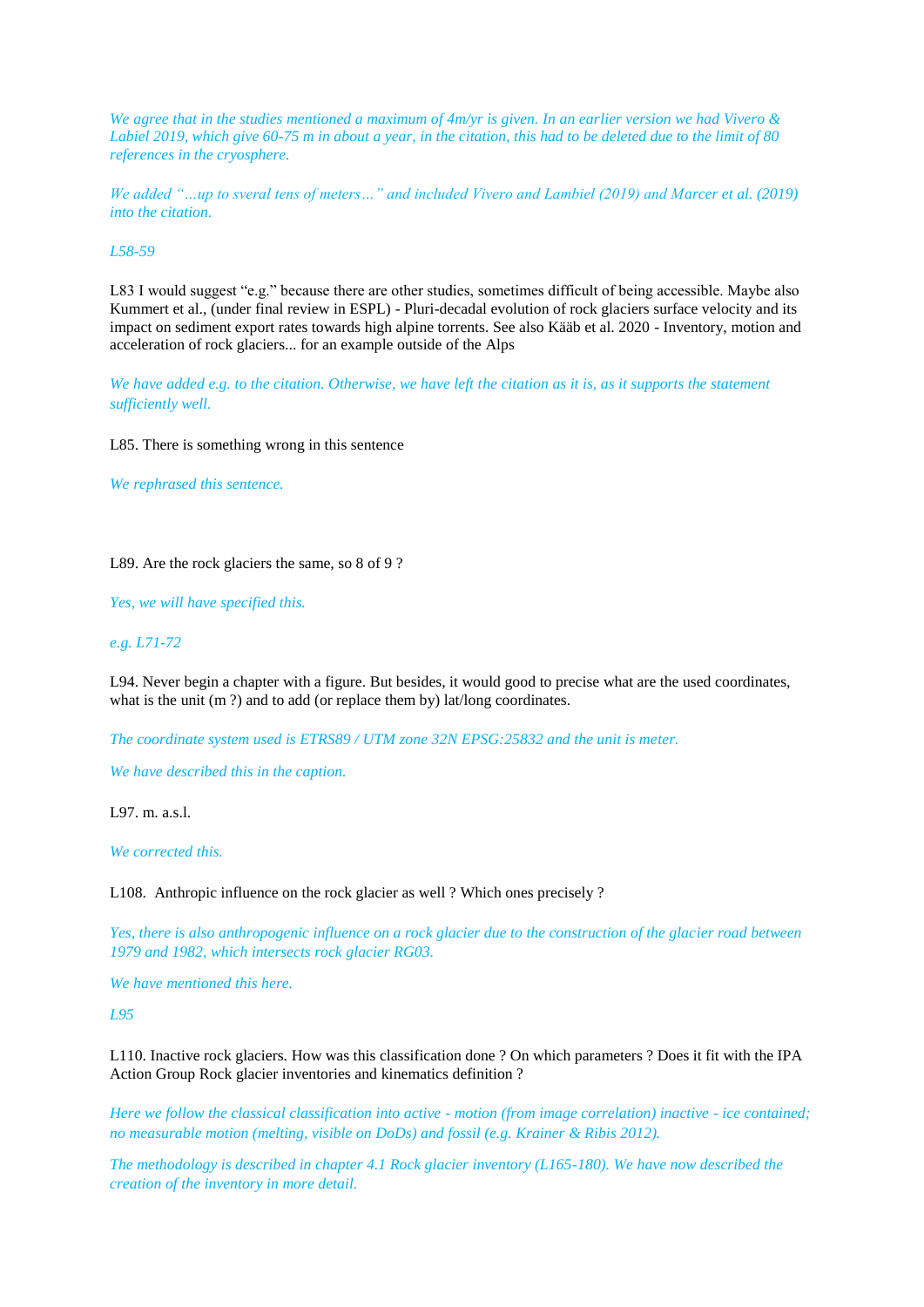*We agree that in the studies mentioned a maximum of 4m/yr is given. In an earlier version we had Vivero & Labiel 2019, which give 60-75 m in about a year, in the citation, this had to be deleted due to the limit of 80 references in the cryosphere.*

*We added "…up to sveral tens of meters…" and included Vivero and Lambiel (2019) and Marcer et al. (2019) into the citation.*

*L58-59*

L83 I would suggest "e.g." because there are other studies, sometimes difficult of being accessible. Maybe also Kummert et al., (under final review in ESPL) - Pluri-decadal evolution of rock glaciers surface velocity and its impact on sediment export rates towards high alpine torrents. See also Kääb et al. 2020 - Inventory, motion and acceleration of rock glaciers... for an example outside of the Alps

*We have added e.g. to the citation. Otherwise, we have left the citation as it is, as it supports the statement sufficiently well.*

L85. There is something wrong in this sentence

*We rephrased this sentence.*

L89. Are the rock glaciers the same, so 8 of 9 ?

*Yes, we will have specified this.*

*e.g. L71-72*

L94. Never begin a chapter with a figure. But besides, it would good to precise what are the used coordinates, what is the unit (m ?) and to add (or replace them by) lat/long coordinates.

*The coordinate system used is ETRS89 / UTM zone 32N EPSG:25832 and the unit is meter.*

*We have described this in the caption.*

L97. m. a.s.l.

*We corrected this.*

L108. Anthropic influence on the rock glacier as well ? Which ones precisely ?

*Yes, there is also anthropogenic influence on a rock glacier due to the construction of the glacier road between 1979 and 1982, which intersects rock glacier RG03.*

*We have mentioned this here.*

*L95*

L110. Inactive rock glaciers. How was this classification done ? On which parameters ? Does it fit with the IPA Action Group Rock glacier inventories and kinematics definition ?

*Here we follow the classical classification into active - motion (from image correlation) inactive - ice contained; no measurable motion (melting, visible on DoDs) and fossil (e.g. Krainer & Ribis 2012).*

*The methodology is described in chapter 4.1 Rock glacier inventory (L165-180). We have now described the creation of the inventory in more detail.*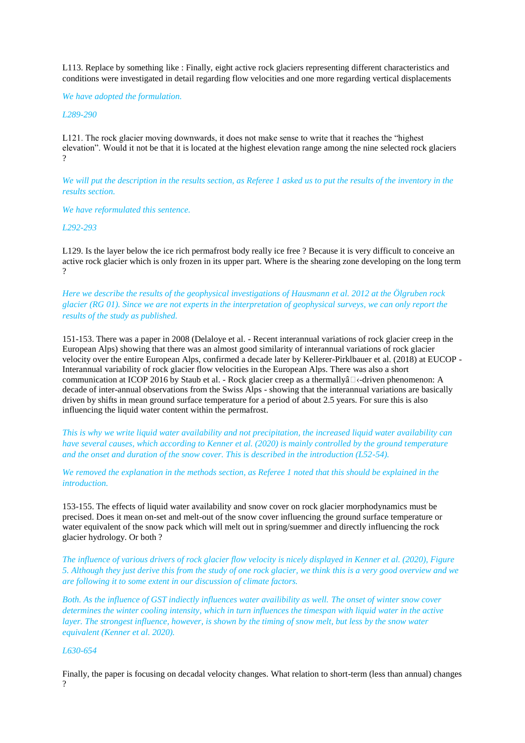L113. Replace by something like : Finally, eight active rock glaciers representing different characteristics and conditions were investigated in detail regarding flow velocities and one more regarding vertical displacements

*We have adopted the formulation.*

*L289-290*

L121. The rock glacier moving downwards, it does not make sense to write that it reaches the "highest elevation". Would it not be that it is located at the highest elevation range among the nine selected rock glaciers ?

*We will put the description in the results section, as Referee 1 asked us to put the results of the inventory in the results section.*

*We have reformulated this sentence.*

*L292-293*

L129. Is the layer below the ice rich permafrost body really ice free ? Because it is very difficult to conceive an active rock glacier which is only frozen in its upper part. Where is the shearing zone developing on the long term ?

*Here we describe the results of the geophysical investigations of Hausmann et al. 2012 at the Ölgruben rock glacier (RG 01). Since we are not experts in the interpretation of geophysical surveys, we can only report the results of the study as published.*

151-153. There was a paper in 2008 (Delaloye et al. - Recent interannual variations of rock glacier creep in the European Alps) showing that there was an almost good similarity of interannual variations of rock glacier velocity over the entire European Alps, confirmed a decade later by Kellerer-Pirklbauer et al. (2018) at EUCOP - Interannual variability of rock glacier flow velocities in the European Alps. There was also a short communication at ICOP 2016 by Staub et al. - Rock glacier creep as a thermallyâ‹-driven phenomenon: A decade of inter-annual observations from the Swiss Alps - showing that the interannual variations are basically driven by shifts in mean ground surface temperature for a period of about 2.5 years. For sure this is also influencing the liquid water content within the permafrost.

*This is why we write liquid water availability and not precipitation, the increased liquid water availability can have several causes, which according to Kenner et al. (2020) is mainly controlled by the ground temperature and the onset and duration of the snow cover. This is described in the introduction (L52-54).*

*We removed the explanation in the methods section, as Referee 1 noted that this should be explained in the introduction.*

153-155. The effects of liquid water availability and snow cover on rock glacier morphodynamics must be precised. Does it mean on-set and melt-out of the snow cover influencing the ground surface temperature or water equivalent of the snow pack which will melt out in spring/suemmer and directly influencing the rock glacier hydrology. Or both ?

*The influence of various drivers of rock glacier flow velocity is nicely displayed in Kenner et al. (2020), Figure 5. Although they just derive this from the study of one rock glacier, we think this is a very good overview and we are following it to some extent in our discussion of climate factors.*

*Both. As the influence of GST indiectly influences water availibility as well. The onset of winter snow cover determines the winter cooling intensity, which in turn influences the timespan with liquid water in the active layer. The strongest influence, however, is shown by the timing of snow melt, but less by the snow water equivalent (Kenner et al. 2020).*

*L630-654*

Finally, the paper is focusing on decadal velocity changes. What relation to short-term (less than annual) changes ?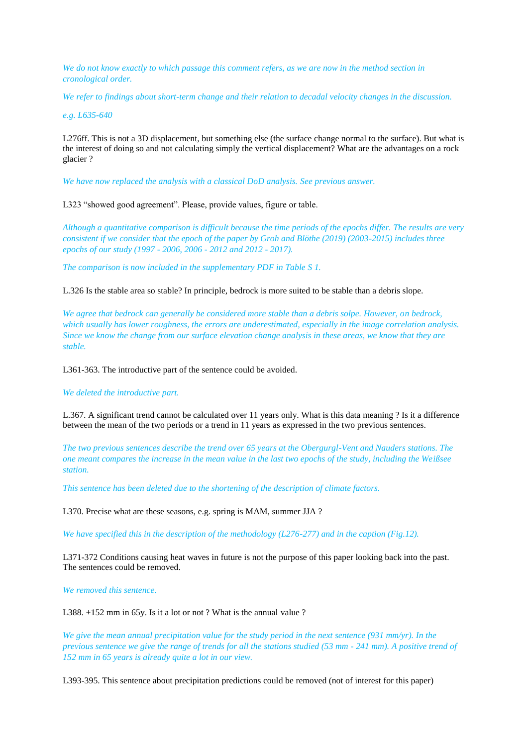*We do not know exactly to which passage this comment refers, as we are now in the method section in cronological order.*

*We refer to findings about short-term change and their relation to decadal velocity changes in the discussion.*

*e.g. L635-640*

L276ff. This is not a 3D displacement, but something else (the surface change normal to the surface). But what is the interest of doing so and not calculating simply the vertical displacement? What are the advantages on a rock glacier ?

*We have now replaced the analysis with a classical DoD analysis. See previous answer.*

L323 "showed good agreement". Please, provide values, figure or table.

*Although a quantitative comparison is difficult because the time periods of the epochs differ. The results are very consistent if we consider that the epoch of the paper by Groh and Blöthe (2019) (2003-2015) includes three epochs of our study (1997 - 2006, 2006 - 2012 and 2012 - 2017).*

*The comparison is now included in the supplementary PDF in Table S 1.*

L.326 Is the stable area so stable? In principle, bedrock is more suited to be stable than a debris slope.

*We agree that bedrock can generally be considered more stable than a debris solpe. However, on bedrock, which usually has lower roughness, the errors are underestimated, especially in the image correlation analysis. Since we know the change from our surface elevation change analysis in these areas, we know that they are stable.*

L361-363. The introductive part of the sentence could be avoided.

*We deleted the introductive part.*

L.367. A significant trend cannot be calculated over 11 years only. What is this data meaning ? Is it a difference between the mean of the two periods or a trend in 11 years as expressed in the two previous sentences.

*The two previous sentences describe the trend over 65 years at the Obergurgl-Vent and Nauders stations. The one meant compares the increase in the mean value in the last two epochs of the study, including the Weißsee station.*

*This sentence has been deleted due to the shortening of the description of climate factors.*

L370. Precise what are these seasons, e.g. spring is MAM, summer JJA ?

*We have specified this in the description of the methodology (L276-277) and in the caption (Fig.12).*

L371-372 Conditions causing heat waves in future is not the purpose of this paper looking back into the past. The sentences could be removed.

*We removed this sentence.*

L388. +152 mm in 65y. Is it a lot or not ? What is the annual value ?

*We give the mean annual precipitation value for the study period in the next sentence (931 mm/yr). In the previous sentence we give the range of trends for all the stations studied (53 mm - 241 mm). A positive trend of 152 mm in 65 years is already quite a lot in our view.*

L393-395. This sentence about precipitation predictions could be removed (not of interest for this paper)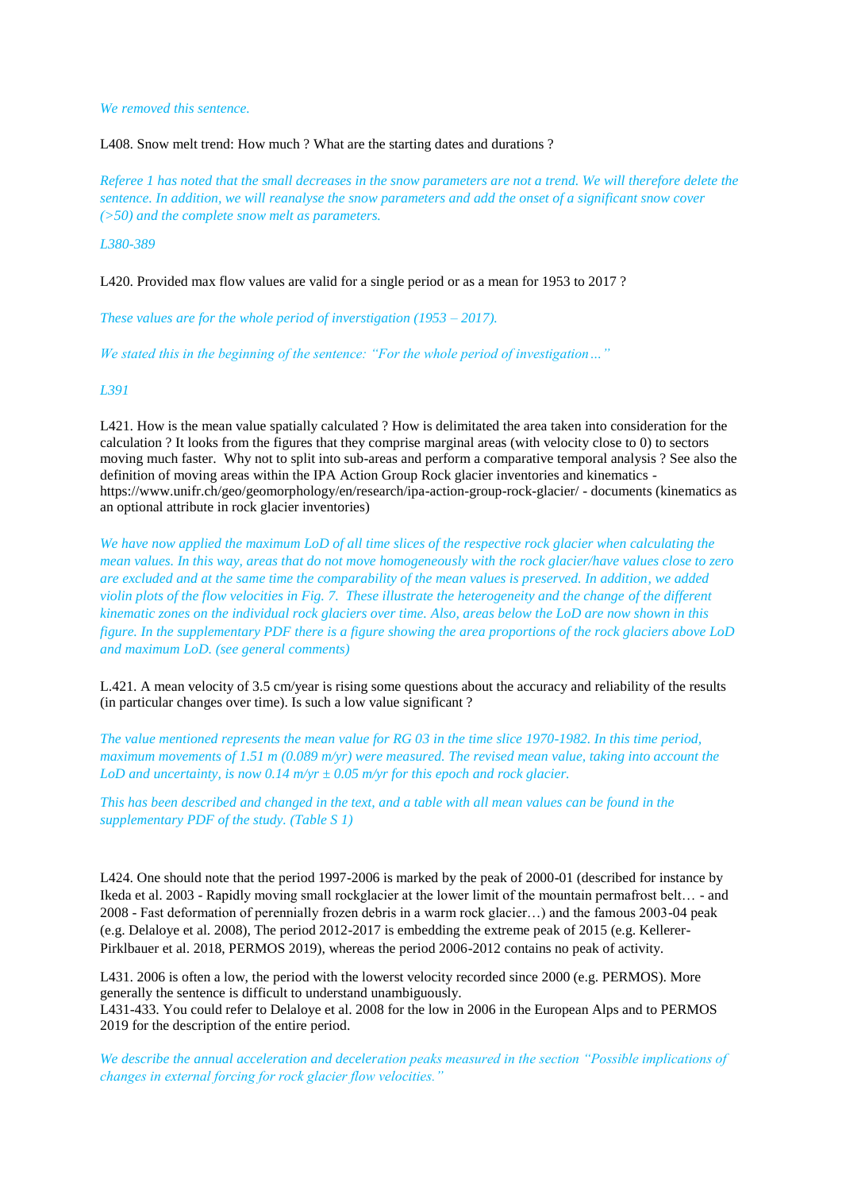*We removed this sentence.*

L408. Snow melt trend: How much ? What are the starting dates and durations ?

*Referee 1 has noted that the small decreases in the snow parameters are not a trend. We will therefore delete the sentence. In addition, we will reanalyse the snow parameters and add the onset of a significant snow cover (>50) and the complete snow melt as parameters.*

*L380-389*

L420. Provided max flow values are valid for a single period or as a mean for 1953 to 2017 ?

*These values are for the whole period of inverstigation (1953 – 2017).*

*We stated this in the beginning of the sentence: "For the whole period of investigation…"*

*L391*

L421. How is the mean value spatially calculated ? How is delimitated the area taken into consideration for the calculation ? It looks from the figures that they comprise marginal areas (with velocity close to 0) to sectors moving much faster. Why not to split into sub-areas and perform a comparative temporal analysis ? See also the definition of moving areas within the IPA Action Group Rock glacier inventories and kinematics - https://www.unifr.ch/geo/geomorphology/en/research/ipa-action-group-rock-glacier/ - documents (kinematics as an optional attribute in rock glacier inventories)

*We have now applied the maximum LoD of all time slices of the respective rock glacier when calculating the mean values. In this way, areas that do not move homogeneously with the rock glacier/have values close to zero are excluded and at the same time the comparability of the mean values is preserved. In addition, we added violin plots of the flow velocities in Fig. 7. These illustrate the heterogeneity and the change of the different kinematic zones on the individual rock glaciers over time. Also, areas below the LoD are now shown in this figure. In the supplementary PDF there is a figure showing the area proportions of the rock glaciers above LoD and maximum LoD. (see general comments)*

L.421. A mean velocity of 3.5 cm/year is rising some questions about the accuracy and reliability of the results (in particular changes over time). Is such a low value significant ?

*The value mentioned represents the mean value for RG 03 in the time slice 1970-1982. In this time period, maximum movements of 1.51 m (0.089 m/yr) were measured. The revised mean value, taking into account the LoD and uncertainty, is now 0.14 m/yr ± 0.05 m/yr for this epoch and rock glacier.*

*This has been described and changed in the text, and a table with all mean values can be found in the supplementary PDF of the study. (Table S 1)*

L424. One should note that the period 1997-2006 is marked by the peak of 2000-01 (described for instance by Ikeda et al. 2003 - Rapidly moving small rockglacier at the lower limit of the mountain permafrost belt… - and 2008 - Fast deformation of perennially frozen debris in a warm rock glacier…) and the famous 2003-04 peak (e.g. Delaloye et al. 2008), The period 2012-2017 is embedding the extreme peak of 2015 (e.g. Kellerer-Pirklbauer et al. 2018, PERMOS 2019), whereas the period 2006-2012 contains no peak of activity.

L431. 2006 is often a low, the period with the lowerst velocity recorded since 2000 (e.g. PERMOS). More generally the sentence is difficult to understand unambiguously.
L431-433. You could refer to Delaloye et al. 2008 for the low in 2006 in the European Alps and to PERMOS 2019 for the description of the entire period.

*We describe the annual acceleration and deceleration peaks measured in the section "Possible implications of changes in external forcing for rock glacier flow velocities."*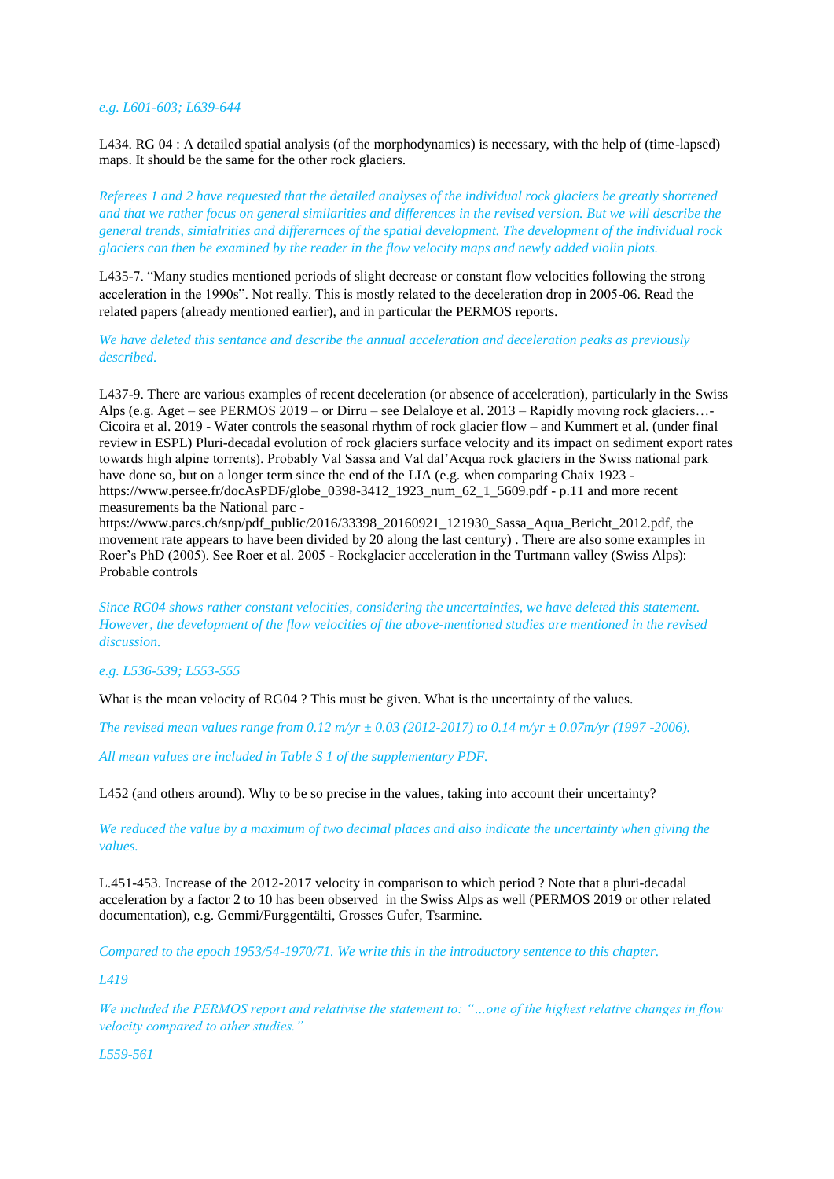*e.g. L601-603; L639-644*

L434. RG 04 : A detailed spatial analysis (of the morphodynamics) is necessary, with the help of (time-lapsed) maps. It should be the same for the other rock glaciers.

*Referees 1 and 2 have requested that the detailed analyses of the individual rock glaciers be greatly shortened and that we rather focus on general similarities and differences in the revised version. But we will describe the general trends, simialrities and differernces of the spatial development. The development of the individual rock glaciers can then be examined by the reader in the flow velocity maps and newly added violin plots.*

L435-7. "Many studies mentioned periods of slight decrease or constant flow velocities following the strong acceleration in the 1990s". Not really. This is mostly related to the deceleration drop in 2005-06. Read the related papers (already mentioned earlier), and in particular the PERMOS reports.

*We have deleted this sentance and describe the annual acceleration and deceleration peaks as previously described.*

L437-9. There are various examples of recent deceleration (or absence of acceleration), particularly in the Swiss Alps (e.g. Aget – see PERMOS 2019 – or Dirru – see Delaloye et al. 2013 – Rapidly moving rock glaciers…- Cicoira et al. 2019 - Water controls the seasonal rhythm of rock glacier flow – and Kummert et al. (under final review in ESPL) Pluri-decadal evolution of rock glaciers surface velocity and its impact on sediment export rates towards high alpine torrents). Probably Val Sassa and Val dal'Acqua rock glaciers in the Swiss national park have done so, but on a longer term since the end of the LIA (e.g. when comparing Chaix 1923 - https://www.persee.fr/docAsPDF/globe_0398-3412_1923_num_62_1_5609.pdf - p.11 and more recent measurements ba the National parc - https://www.parcs.ch/snp/pdf_public/2016/33398_20160921_121930_Sassa_Aqua_Bericht_2012.pdf, the movement rate appears to have been divided by 20 along the last century) . There are also some examples in Roer's PhD (2005). See Roer et al. 2005 - Rockglacier acceleration in the Turtmann valley (Swiss Alps): Probable controls

*Since RG04 shows rather constant velocities, considering the uncertainties, we have deleted this statement. However, the development of the flow velocities of the above-mentioned studies are mentioned in the revised discussion.*

*e.g. L536-539; L553-555*

What is the mean velocity of RG04 ? This must be given. What is the uncertainty of the values.

*The revised mean values range from 0.12 m/yr ± 0.03 (2012-2017) to 0.14 m/yr ± 0.07m/yr (1997 -2006).*

*All mean values are included in Table S 1 of the supplementary PDF.*

L452 (and others around). Why to be so precise in the values, taking into account their uncertainty?

*We reduced the value by a maximum of two decimal places and also indicate the uncertainty when giving the values.*

L.451-453. Increase of the 2012-2017 velocity in comparison to which period ? Note that a pluri-decadal acceleration by a factor 2 to 10 has been observed in the Swiss Alps as well (PERMOS 2019 or other related documentation), e.g. Gemmi/Furggentälti, Grosses Gufer, Tsarmine.

*Compared to the epoch 1953/54-1970/71. We write this in the introductory sentence to this chapter.*

*L419*

*We included the PERMOS report and relativise the statement to: "…one of the highest relative changes in flow velocity compared to other studies."*

*L559-561*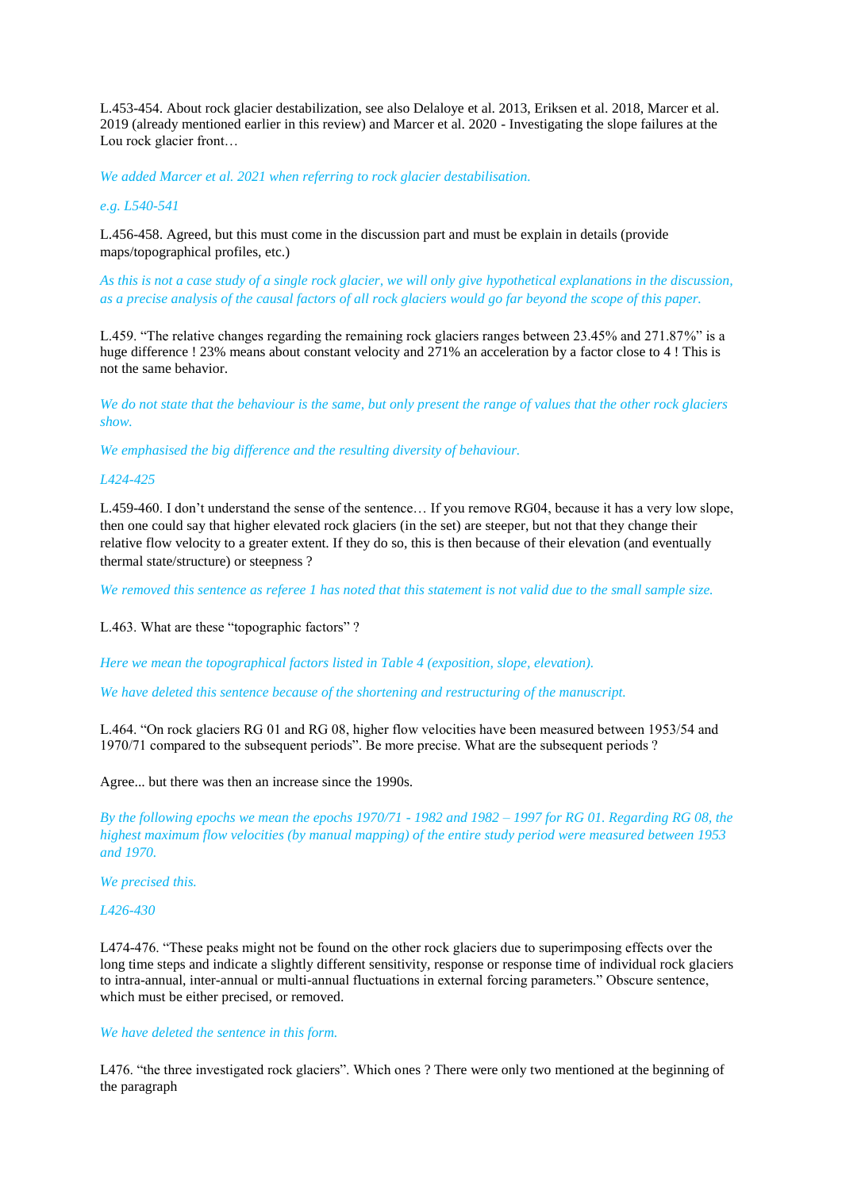L.453-454. About rock glacier destabilization, see also Delaloye et al. 2013, Eriksen et al. 2018, Marcer et al. 2019 (already mentioned earlier in this review) and Marcer et al. 2020 - Investigating the slope failures at the Lou rock glacier front…

*We added Marcer et al. 2021 when referring to rock glacier destabilisation.*

*e.g. L540-541*

L.456-458. Agreed, but this must come in the discussion part and must be explain in details (provide maps/topographical profiles, etc.)

*As this is not a case study of a single rock glacier, we will only give hypothetical explanations in the discussion, as a precise analysis of the causal factors of all rock glaciers would go far beyond the scope of this paper.*

L.459. "The relative changes regarding the remaining rock glaciers ranges between 23.45% and 271.87%" is a huge difference ! 23% means about constant velocity and 271% an acceleration by a factor close to 4 ! This is not the same behavior.

*We do not state that the behaviour is the same, but only present the range of values that the other rock glaciers show.*

*We emphasised the big difference and the resulting diversity of behaviour.*

*L424-425*

L.459-460. I don't understand the sense of the sentence… If you remove RG04, because it has a very low slope, then one could say that higher elevated rock glaciers (in the set) are steeper, but not that they change their relative flow velocity to a greater extent. If they do so, this is then because of their elevation (and eventually thermal state/structure) or steepness ?

*We removed this sentence as referee 1 has noted that this statement is not valid due to the small sample size.*

L.463. What are these "topographic factors" ?

*Here we mean the topographical factors listed in Table 4 (exposition, slope, elevation).*

*We have deleted this sentence because of the shortening and restructuring of the manuscript.*

L.464. "On rock glaciers RG 01 and RG 08, higher flow velocities have been measured between 1953/54 and 1970/71 compared to the subsequent periods". Be more precise. What are the subsequent periods ?

Agree... but there was then an increase since the 1990s.

*By the following epochs we mean the epochs 1970/71 - 1982 and 1982 – 1997 for RG 01. Regarding RG 08, the highest maximum flow velocities (by manual mapping) of the entire study period were measured between 1953 and 1970.*

*We precised this.*

*L426-430*

L474-476. "These peaks might not be found on the other rock glaciers due to superimposing effects over the long time steps and indicate a slightly different sensitivity, response or response time of individual rock glaciers to intra-annual, inter-annual or multi-annual fluctuations in external forcing parameters." Obscure sentence, which must be either precised, or removed.

*We have deleted the sentence in this form.*

L476. "the three investigated rock glaciers". Which ones ? There were only two mentioned at the beginning of the paragraph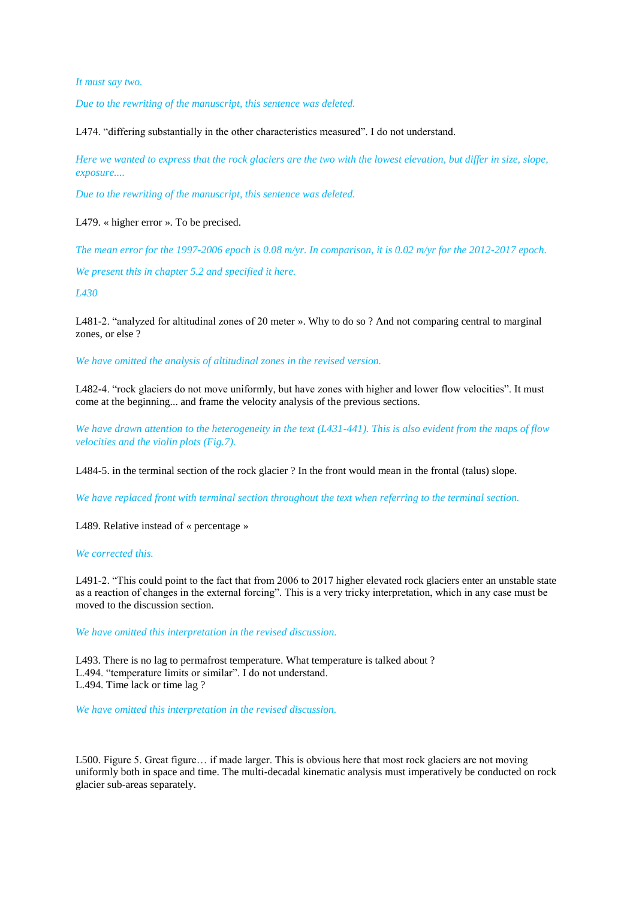*It must say two.*

*Due to the rewriting of the manuscript, this sentence was deleted.*

L474. “differing substantially in the other characteristics measured”. I do not understand.

*Here we wanted to express that the rock glaciers are the two with the lowest elevation, but differ in size, slope, exposure....*

*Due to the rewriting of the manuscript, this sentence was deleted.*

L479. « higher error ». To be precised.

*The mean error for the 1997-2006 epoch is 0.08 m/yr. In comparison, it is 0.02 m/yr for the 2012-2017 epoch.*

*We present this in chapter 5.2 and specified it here.*

*L430*

L481-2. “analyzed for altitudinal zones of 20 meter ». Why to do so ? And not comparing central to marginal zones, or else ?

*We have omitted the analysis of altitudinal zones in the revised version.*

L482-4. “rock glaciers do not move uniformly, but have zones with higher and lower flow velocities”. It must come at the beginning... and frame the velocity analysis of the previous sections.

*We have drawn attention to the heterogeneity in the text (L431-441). This is also evident from the maps of flow velocities and the violin plots (Fig.7).*

L484-5. in the terminal section of the rock glacier ? In the front would mean in the frontal (talus) slope.

*We have replaced front with terminal section throughout the text when referring to the terminal section.*

L489. Relative instead of « percentage »

*We corrected this.*

L491-2. “This could point to the fact that from 2006 to 2017 higher elevated rock glaciers enter an unstable state as a reaction of changes in the external forcing”. This is a very tricky interpretation, which in any case must be moved to the discussion section.

*We have omitted this interpretation in the revised discussion.*

L493. There is no lag to permafrost temperature. What temperature is talked about ?
L.494. “temperature limits or similar”. I do not understand.
L.494. Time lack or time lag ?

*We have omitted this interpretation in the revised discussion.*

L500. Figure 5. Great figure… if made larger. This is obvious here that most rock glaciers are not moving uniformly both in space and time. The multi-decadal kinematic analysis must imperatively be conducted on rock glacier sub-areas separately.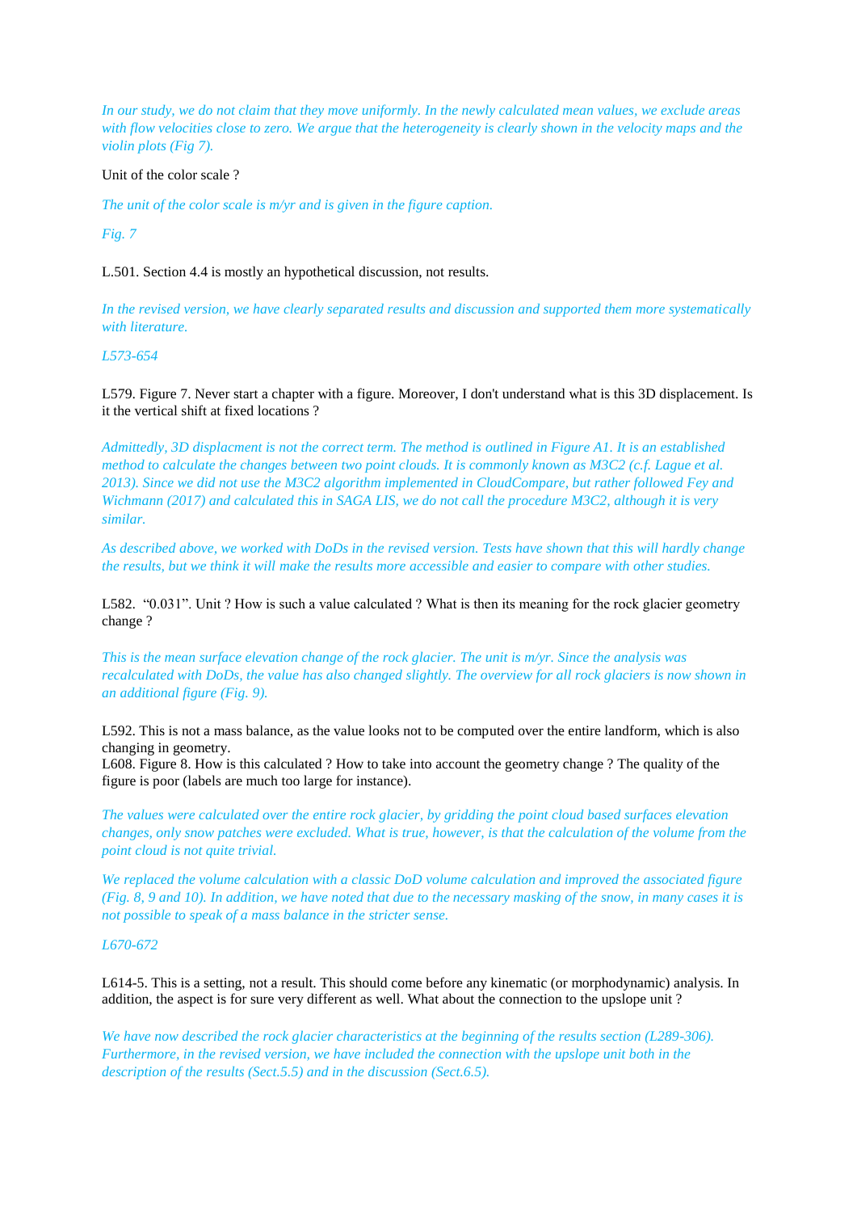*In our study, we do not claim that they move uniformly. In the newly calculated mean values, we exclude areas with flow velocities close to zero. We argue that the heterogeneity is clearly shown in the velocity maps and the violin plots (Fig 7).*

Unit of the color scale ?

*The unit of the color scale is m/yr and is given in the figure caption.*

*Fig. 7*

L.501. Section 4.4 is mostly an hypothetical discussion, not results.

*In the revised version, we have clearly separated results and discussion and supported them more systematically with literature.*

*L573-654*

L579. Figure 7. Never start a chapter with a figure. Moreover, I don't understand what is this 3D displacement. Is it the vertical shift at fixed locations ?

*Admittedly, 3D displacment is not the correct term. The method is outlined in Figure A1. It is an established method to calculate the changes between two point clouds. It is commonly known as M3C2 (c.f. Lague et al. 2013). Since we did not use the M3C2 algorithm implemented in CloudCompare, but rather followed Fey and Wichmann (2017) and calculated this in SAGA LIS, we do not call the procedure M3C2, although it is very similar.*

*As described above, we worked with DoDs in the revised version. Tests have shown that this will hardly change the results, but we think it will make the results more accessible and easier to compare with other studies.*

L582. "0.031". Unit ? How is such a value calculated ? What is then its meaning for the rock glacier geometry change ?

*This is the mean surface elevation change of the rock glacier. The unit is m/yr. Since the analysis was recalculated with DoDs, the value has also changed slightly. The overview for all rock glaciers is now shown in an additional figure (Fig. 9).*

L592. This is not a mass balance, as the value looks not to be computed over the entire landform, which is also changing in geometry.
L608. Figure 8. How is this calculated ? How to take into account the geometry change ? The quality of the figure is poor (labels are much too large for instance).

*The values were calculated over the entire rock glacier, by gridding the point cloud based surfaces elevation changes, only snow patches were excluded. What is true, however, is that the calculation of the volume from the point cloud is not quite trivial.*

*We replaced the volume calculation with a classic DoD volume calculation and improved the associated figure (Fig. 8, 9 and 10). In addition, we have noted that due to the necessary masking of the snow, in many cases it is not possible to speak of a mass balance in the stricter sense.*

*L670-672*

L614-5. This is a setting, not a result. This should come before any kinematic (or morphodynamic) analysis. In addition, the aspect is for sure very different as well. What about the connection to the upslope unit ?

*We have now described the rock glacier characteristics at the beginning of the results section (L289-306). Furthermore, in the revised version, we have included the connection with the upslope unit both in the description of the results (Sect.5.5) and in the discussion (Sect.6.5).*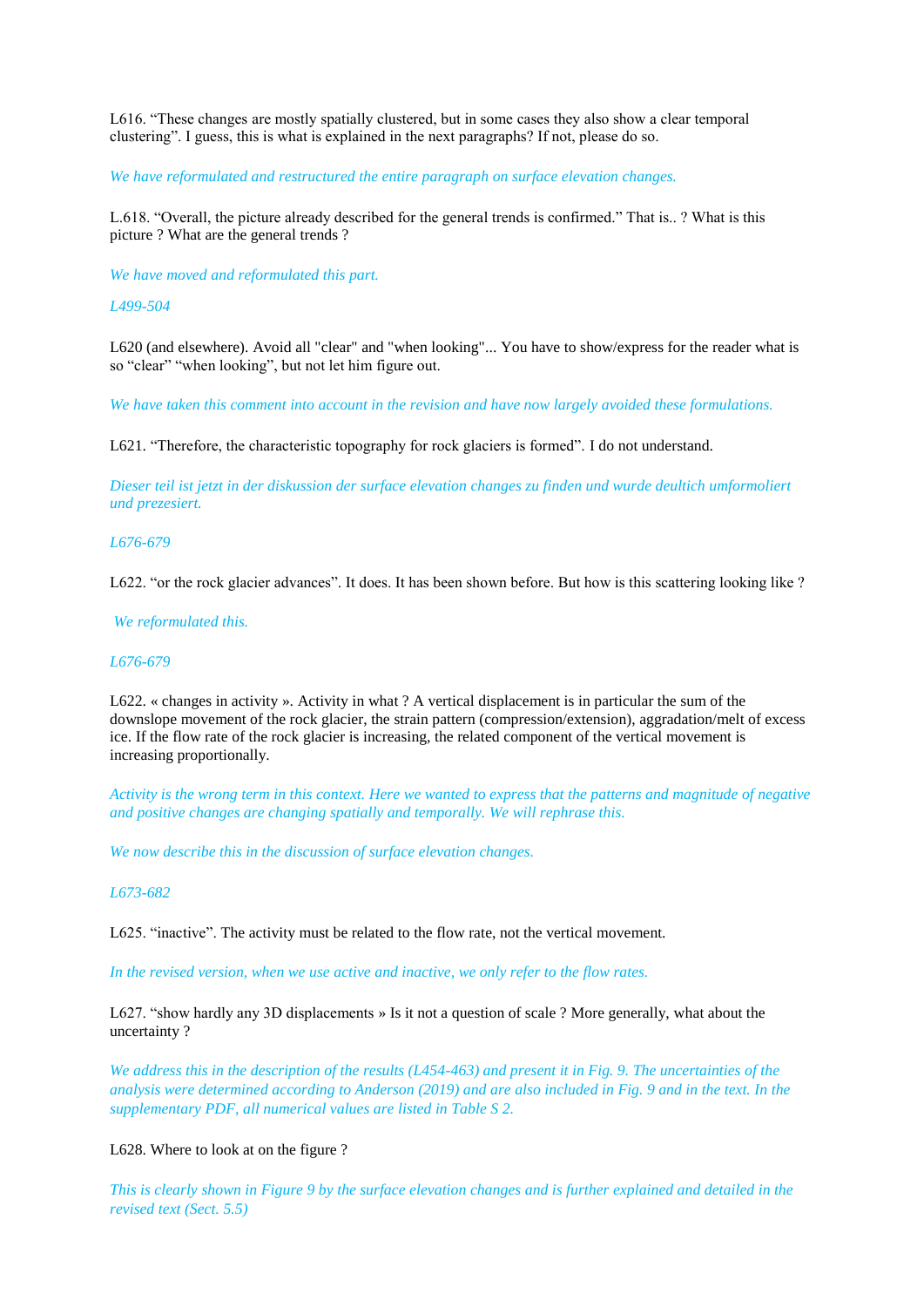L616. "These changes are mostly spatially clustered, but in some cases they also show a clear temporal clustering". I guess, this is what is explained in the next paragraphs? If not, please do so.

*We have reformulated and restructured the entire paragraph on surface elevation changes.*

L.618. "Overall, the picture already described for the general trends is confirmed." That is.. ? What is this picture ? What are the general trends ?

*We have moved and reformulated this part.*

*L499-504*

L620 (and elsewhere). Avoid all "clear" and "when looking"... You have to show/express for the reader what is so "clear" "when looking", but not let him figure out.

*We have taken this comment into account in the revision and have now largely avoided these formulations.*

L621. "Therefore, the characteristic topography for rock glaciers is formed". I do not understand.

*Dieser teil ist jetzt in der diskussion der surface elevation changes zu finden und wurde deutlich umformoliert und prezesiert.*

*L676-679*

L622. "or the rock glacier advances". It does. It has been shown before. But how is this scattering looking like ?

*We reformulated this.*

*L676-679*

L622. « changes in activity ». Activity in what ? A vertical displacement is in particular the sum of the downslope movement of the rock glacier, the strain pattern (compression/extension), aggradation/melt of excess ice. If the flow rate of the rock glacier is increasing, the related component of the vertical movement is increasing proportionally.

*Activity is the wrong term in this context. Here we wanted to express that the patterns and magnitude of negative and positive changes are changing spatially and temporally. We will rephrase this.*

*We now describe this in the discussion of surface elevation changes.*

*L673-682*

L625. "inactive". The activity must be related to the flow rate, not the vertical movement.

*In the revised version, when we use active and inactive, we only refer to the flow rates.*

L627. "show hardly any 3D displacements » Is it not a question of scale ? More generally, what about the uncertainty ?

*We address this in the description of the results (L454-463) and present it in Fig. 9. The uncertainties of the analysis were determined according to Anderson (2019) and are also included in Fig. 9 and in the text. In the supplementary PDF, all numerical values are listed in Table S 2.*

L628. Where to look at on the figure ?

*This is clearly shown in Figure 9 by the surface elevation changes and is further explained and detailed in the revised text (Sect. 5.5)*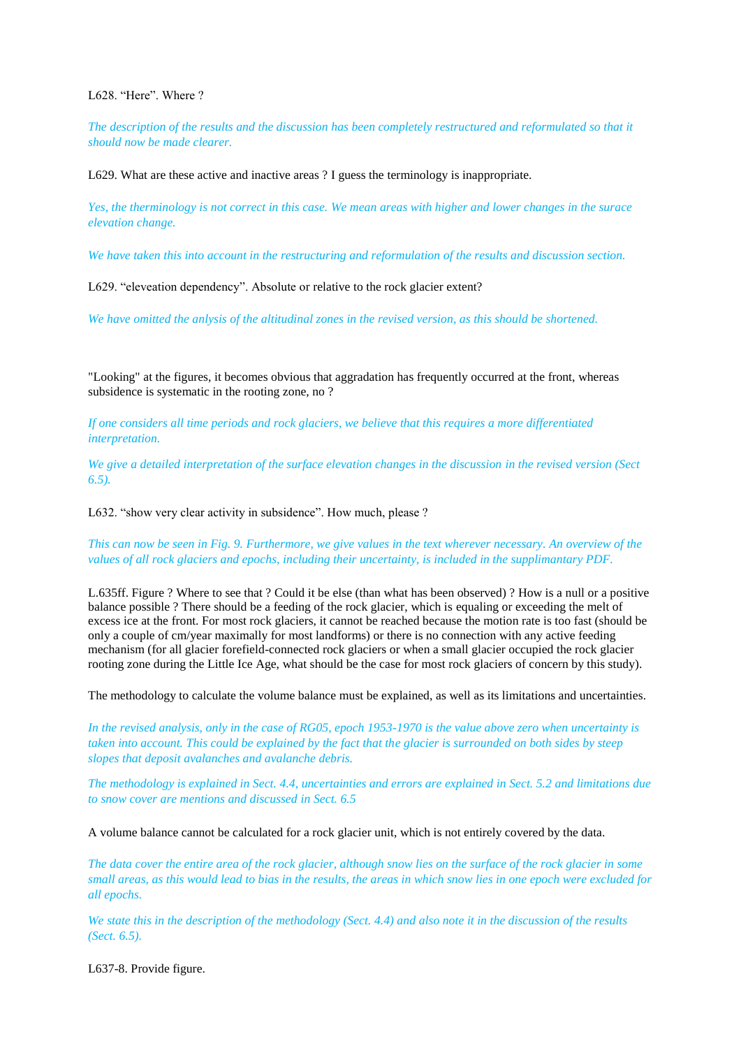L628. “Here”. Where ?

*The description of the results and the discussion has been completely restructured and reformulated so that it should now be made clearer.*

L629. What are these active and inactive areas ? I guess the terminology is inappropriate.

*Yes, the therminology is not correct in this case. We mean areas with higher and lower changes in the surace elevation change.*

*We have taken this into account in the restructuring and reformulation of the results and discussion section.*

L629. “eleveation dependency”. Absolute or relative to the rock glacier extent?

*We have omitted the anlysis of the altitudinal zones in the revised version, as this should be shortened.*

"Looking" at the figures, it becomes obvious that aggradation has frequently occurred at the front, whereas subsidence is systematic in the rooting zone, no ?

*If one considers all time periods and rock glaciers, we believe that this requires a more differentiated interpretation.*

*We give a detailed interpretation of the surface elevation changes in the discussion in the revised version (Sect 6.5).*

L632. “show very clear activity in subsidence”. How much, please ?

*This can now be seen in Fig. 9. Furthermore, we give values in the text wherever necessary. An overview of the values of all rock glaciers and epochs, including their uncertainty, is included in the supplimantary PDF.*

L.635ff. Figure ? Where to see that ? Could it be else (than what has been observed) ? How is a null or a positive balance possible ? There should be a feeding of the rock glacier, which is equaling or exceeding the melt of excess ice at the front. For most rock glaciers, it cannot be reached because the motion rate is too fast (should be only a couple of cm/year maximally for most landforms) or there is no connection with any active feeding mechanism (for all glacier forefield-connected rock glaciers or when a small glacier occupied the rock glacier rooting zone during the Little Ice Age, what should be the case for most rock glaciers of concern by this study).

The methodology to calculate the volume balance must be explained, as well as its limitations and uncertainties.

*In the revised analysis, only in the case of RG05, epoch 1953-1970 is the value above zero when uncertainty is taken into account. This could be explained by the fact that the glacier is surrounded on both sides by steep slopes that deposit avalanches and avalanche debris.*

*The methodology is explained in Sect. 4.4, uncertainties and errors are explained in Sect. 5.2 and limitations due to snow cover are mentions and discussed in Sect. 6.5*

A volume balance cannot be calculated for a rock glacier unit, which is not entirely covered by the data.

*The data cover the entire area of the rock glacier, although snow lies on the surface of the rock glacier in some small areas, as this would lead to bias in the results, the areas in which snow lies in one epoch were excluded for all epochs.*

*We state this in the description of the methodology (Sect. 4.4) and also note it in the discussion of the results (Sect. 6.5).*

L637-8. Provide figure.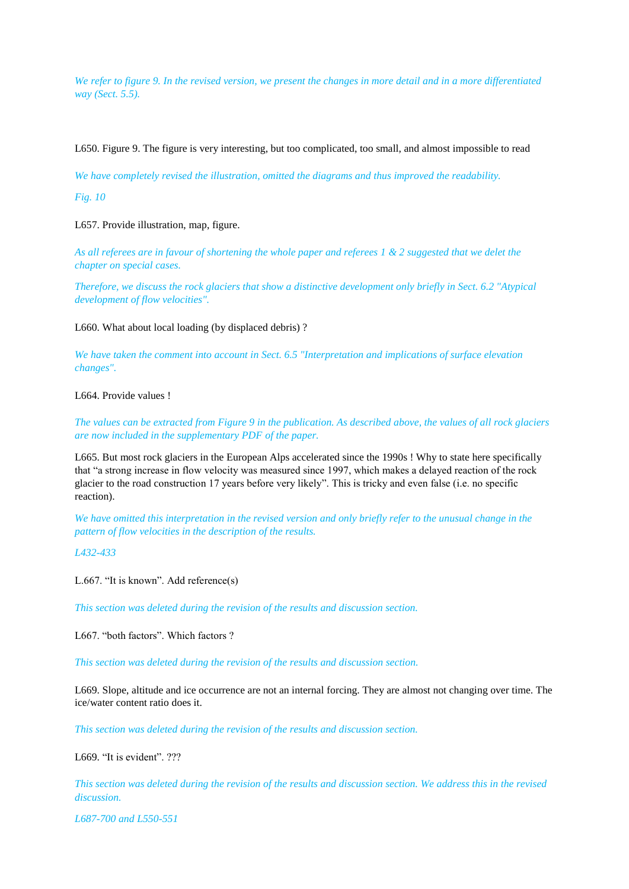*We refer to figure 9. In the revised version, we present the changes in more detail and in a more differentiated way (Sect. 5.5).*

L650. Figure 9. The figure is very interesting, but too complicated, too small, and almost impossible to read

*We have completely revised the illustration, omitted the diagrams and thus improved the readability.*

*Fig. 10*

L657. Provide illustration, map, figure.

*As all referees are in favour of shortening the whole paper and referees 1 & 2 suggested that we delet the chapter on special cases.*

*Therefore, we discuss the rock glaciers that show a distinctive development only briefly in Sect. 6.2 "Atypical development of flow velocities".*

L660. What about local loading (by displaced debris) ?

*We have taken the comment into account in Sect. 6.5 "Interpretation and implications of surface elevation changes".*

L664. Provide values !

*The values can be extracted from Figure 9 in the publication. As described above, the values of all rock glaciers are now included in the supplementary PDF of the paper.*

L665. But most rock glaciers in the European Alps accelerated since the 1990s ! Why to state here specifically that "a strong increase in flow velocity was measured since 1997, which makes a delayed reaction of the rock glacier to the road construction 17 years before very likely". This is tricky and even false (i.e. no specific reaction).

*We have omitted this interpretation in the revised version and only briefly refer to the unusual change in the pattern of flow velocities in the description of the results.*

*L432-433*

L.667. "It is known". Add reference(s)

*This section was deleted during the revision of the results and discussion section.*

L667. "both factors". Which factors ?

*This section was deleted during the revision of the results and discussion section.*

L669. Slope, altitude and ice occurrence are not an internal forcing. They are almost not changing over time. The ice/water content ratio does it.

*This section was deleted during the revision of the results and discussion section.*

L669. "It is evident". ???

*This section was deleted during the revision of the results and discussion section. We address this in the revised discussion.*

*L687-700 and L550-551*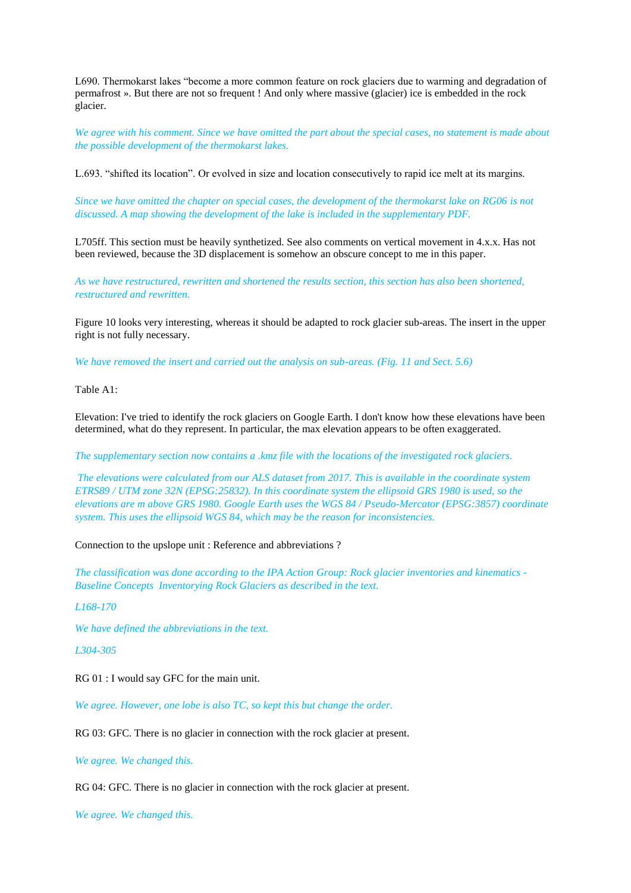L690. Thermokarst lakes “become a more common feature on rock glaciers due to warming and degradation of permafrost ». But there are not so frequent ! And only where massive (glacier) ice is embedded in the rock glacier.

*We agree with his comment. Since we have omitted the part about the special cases, no statement is made about the possible development of the thermokarst lakes.*

L.693. “shifted its location”. Or evolved in size and location consecutively to rapid ice melt at its margins.

*Since we have omitted the chapter on special cases, the development of the thermokarst lake on RG06 is not discussed. A map showing the development of the lake is included in the supplementary PDF.*

L705ff. This section must be heavily synthetized. See also comments on vertical movement in 4.x.x. Has not been reviewed, because the 3D displacement is somehow an obscure concept to me in this paper.

*As we have restructured, rewritten and shortened the results section, this section has also been shortened, restructured and rewritten.*

Figure 10 looks very interesting, whereas it should be adapted to rock glacier sub-areas. The insert in the upper right is not fully necessary.

*We have removed the insert and carried out the analysis on sub-areas. (Fig. 11 and Sect. 5.6)*

Table A1:

Elevation: I've tried to identify the rock glaciers on Google Earth. I don't know how these elevations have been determined, what do they represent. In particular, the max elevation appears to be often exaggerated.

*The supplementary section now contains a .kmz file with the locations of the investigated rock glaciers.*

*The elevations were calculated from our ALS dataset from 2017. This is available in the coordinate system ETRS89 / UTM zone 32N (EPSG:25832). In this coordinate system the ellipsoid GRS 1980 is used, so the elevations are m above GRS 1980. Google Earth uses the WGS 84 / Pseudo-Mercator (EPSG:3857) coordinate system. This uses the ellipsoid WGS 84, which may be the reason for inconsistencies.*

Connection to the upslope unit : Reference and abbreviations ?

*The classification was done according to the IPA Action Group: Rock glacier inventories and kinematics - Baseline Concepts Inventorying Rock Glaciers as described in the text.*

*L168-170*

*We have defined the abbreviations in the text.*

*L304-305*

RG 01 : I would say GFC for the main unit.

*We agree. However, one lobe is also TC, so kept this but change the order.*

RG 03: GFC. There is no glacier in connection with the rock glacier at present.

*We agree. We changed this.*

RG 04: GFC. There is no glacier in connection with the rock glacier at present.

*We agree. We changed this.*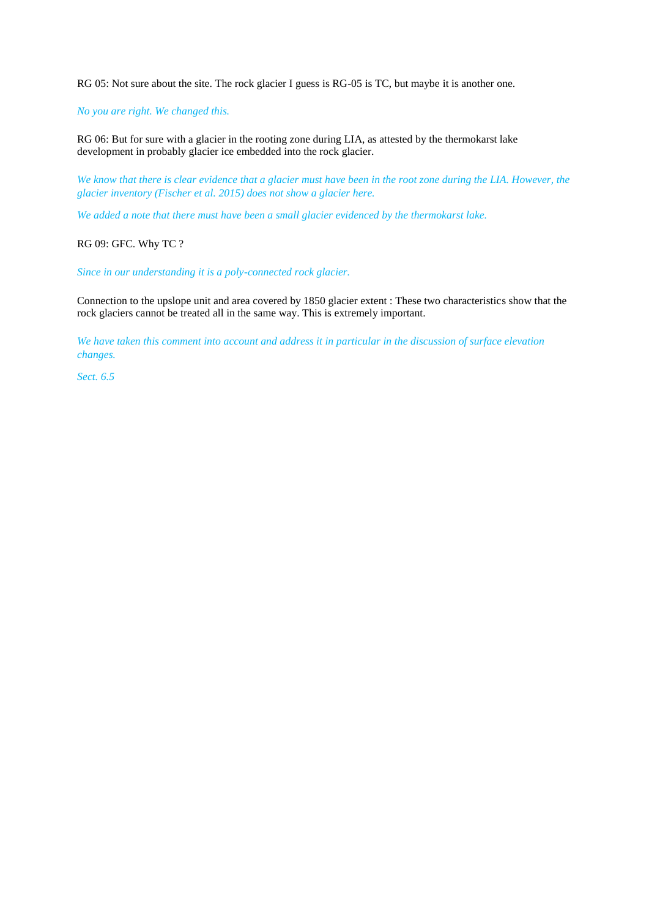RG 05: Not sure about the site. The rock glacier I guess is RG-05 is TC, but maybe it is another one.

*No you are right. We changed this.*

RG 06: But for sure with a glacier in the rooting zone during LIA, as attested by the thermokarst lake development in probably glacier ice embedded into the rock glacier.

*We know that there is clear evidence that a glacier must have been in the root zone during the LIA. However, the glacier inventory (Fischer et al. 2015) does not show a glacier here.*

*We added a note that there must have been a small glacier evidenced by the thermokarst lake.*

RG 09: GFC. Why TC ?

*Since in our understanding it is a poly-connected rock glacier.*

Connection to the upslope unit and area covered by 1850 glacier extent : These two characteristics show that the rock glaciers cannot be treated all in the same way. This is extremely important.

*We have taken this comment into account and address it in particular in the discussion of surface elevation changes.*

*Sect. 6.5*